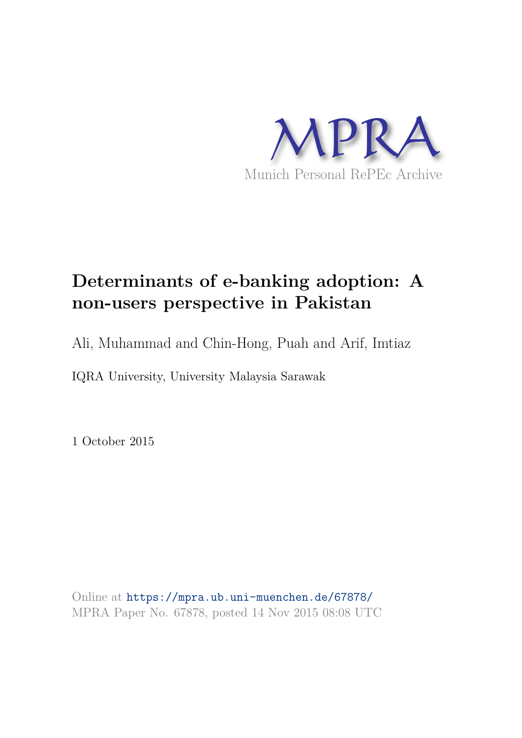MPRA

Munich Personal RePEc Archive

# Determinants of e-banking adoption: A non-users perspective in Pakistan

Ali, Muhammad and Chin-Hong, Puah and Arif, Imtiaz

IQRA University, University Malaysia Sarawak

1 October 2015

Online at https://mpra.ub.uni-muenchen.de/67878/
MPRA Paper No. 67878, posted 14 Nov 2015 08:08 UTC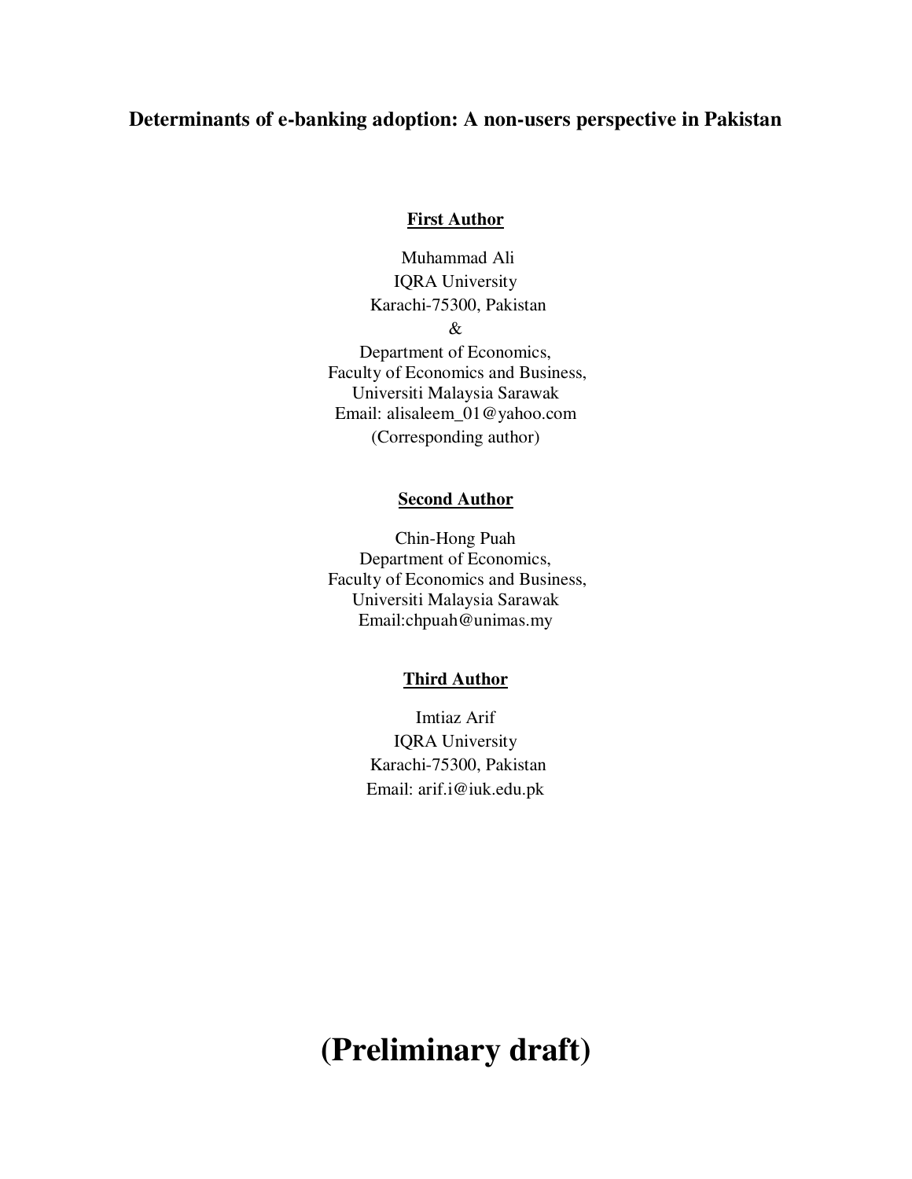# Determinants of e-banking adoption: A non-users perspective in Pakistan

**First Author**

Muhammad Ali
IQRA University
Karachi-75300, Pakistan
&
Department of Economics,
Faculty of Economics and Business,
Universiti Malaysia Sarawak
Email: alisaleem_01@yahoo.com
(Corresponding author)

**Second Author**

Chin-Hong Puah
Department of Economics,
Faculty of Economics and Business,
Universiti Malaysia Sarawak
Email:chpuah@unimas.my

**Third Author**

Imtiaz Arif
IQRA University
Karachi-75300, Pakistan
Email: arif.i@iuk.edu.pk

# (Preliminary draft)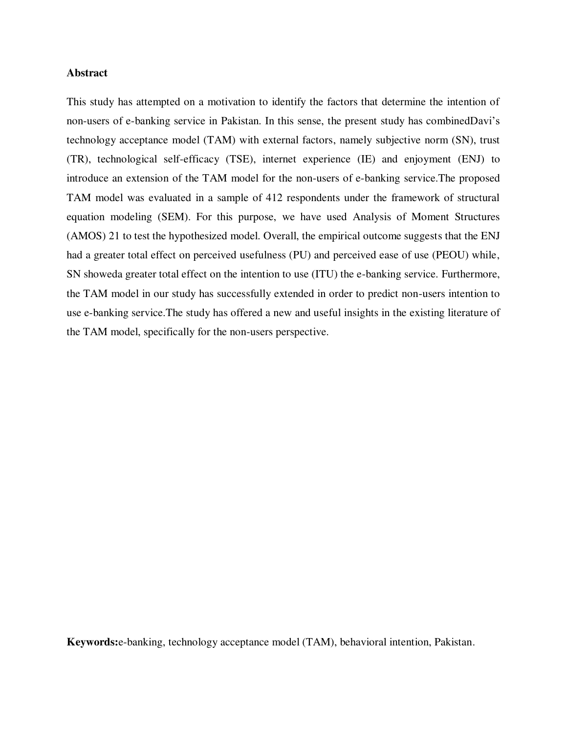**Abstract**

This study has attempted on a motivation to identify the factors that determine the intention of non-users of e-banking service in Pakistan. In this sense, the present study has combinedDavi's technology acceptance model (TAM) with external factors, namely subjective norm (SN), trust (TR), technological self-efficacy (TSE), internet experience (IE) and enjoyment (ENJ) to introduce an extension of the TAM model for the non-users of e-banking service.The proposed TAM model was evaluated in a sample of 412 respondents under the framework of structural equation modeling (SEM). For this purpose, we have used Analysis of Moment Structures (AMOS) 21 to test the hypothesized model. Overall, the empirical outcome suggests that the ENJ had a greater total effect on perceived usefulness (PU) and perceived ease of use (PEOU) while, SN showeda greater total effect on the intention to use (ITU) the e-banking service. Furthermore, the TAM model in our study has successfully extended in order to predict non-users intention to use e-banking service.The study has offered a new and useful insights in the existing literature of the TAM model, specifically for the non-users perspective.

**Keywords:**e-banking, technology acceptance model (TAM), behavioral intention, Pakistan.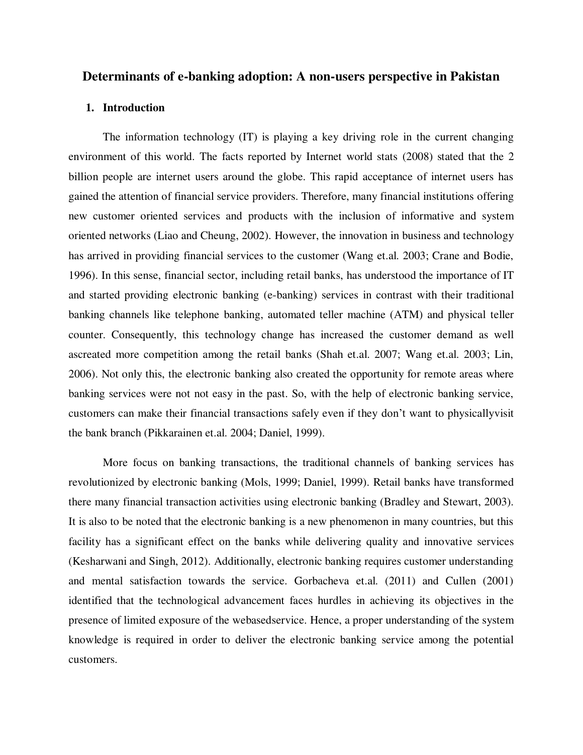# Determinants of e-banking adoption: A non-users perspective in Pakistan

## 1. Introduction

The information technology (IT) is playing a key driving role in the current changing environment of this world. The facts reported by Internet world stats (2008) stated that the 2 billion people are internet users around the globe. This rapid acceptance of internet users has gained the attention of financial service providers. Therefore, many financial institutions offering new customer oriented services and products with the inclusion of informative and system oriented networks (Liao and Cheung, 2002). However, the innovation in business and technology has arrived in providing financial services to the customer (Wang et.al. 2003; Crane and Bodie, 1996). In this sense, financial sector, including retail banks, has understood the importance of IT and started providing electronic banking (e-banking) services in contrast with their traditional banking channels like telephone banking, automated teller machine (ATM) and physical teller counter. Consequently, this technology change has increased the customer demand as well ascreated more competition among the retail banks (Shah et.al. 2007; Wang et.al. 2003; Lin, 2006). Not only this, the electronic banking also created the opportunity for remote areas where banking services were not not easy in the past. So, with the help of electronic banking service, customers can make their financial transactions safely even if they don't want to physicallyvisit the bank branch (Pikkarainen et.al. 2004; Daniel, 1999).

More focus on banking transactions, the traditional channels of banking services has revolutionized by electronic banking (Mols, 1999; Daniel, 1999). Retail banks have transformed there many financial transaction activities using electronic banking (Bradley and Stewart, 2003). It is also to be noted that the electronic banking is a new phenomenon in many countries, but this facility has a significant effect on the banks while delivering quality and innovative services (Kesharwani and Singh, 2012). Additionally, electronic banking requires customer understanding and mental satisfaction towards the service. Gorbacheva et.al. (2011) and Cullen (2001) identified that the technological advancement faces hurdles in achieving its objectives in the presence of limited exposure of the webasedservice. Hence, a proper understanding of the system knowledge is required in order to deliver the electronic banking service among the potential customers.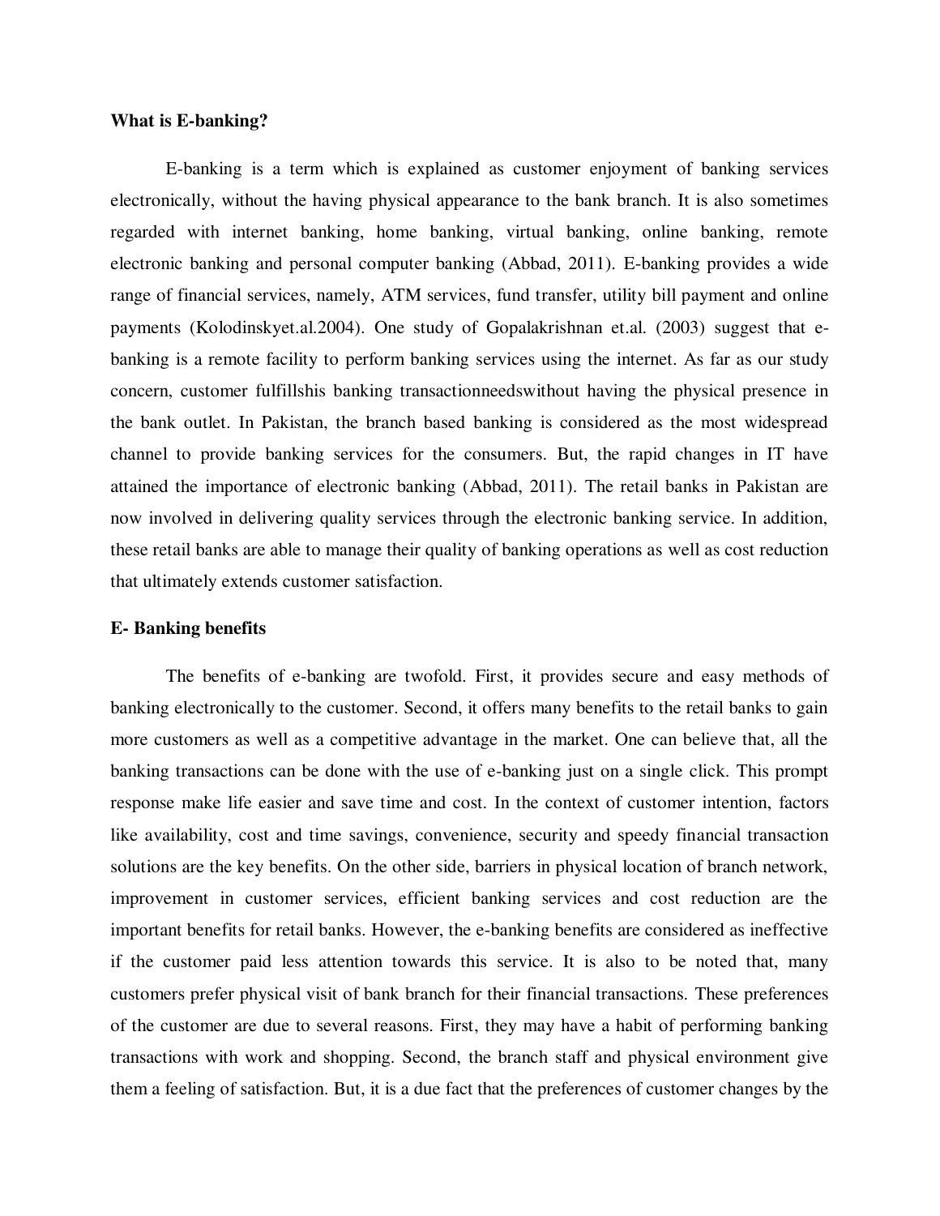**What is E-banking?**

E-banking is a term which is explained as customer enjoyment of banking services electronically, without the having physical appearance to the bank branch. It is also sometimes regarded with internet banking, home banking, virtual banking, online banking, remote electronic banking and personal computer banking (Abbad, 2011). E-banking provides a wide range of financial services, namely, ATM services, fund transfer, utility bill payment and online payments (Kolodinskyet.al.2004). One study of Gopalakrishnan et.al. (2003) suggest that e-banking is a remote facility to perform banking services using the internet. As far as our study concern, customer fulfillshis banking transactionneedswithout having the physical presence in the bank outlet. In Pakistan, the branch based banking is considered as the most widespread channel to provide banking services for the consumers. But, the rapid changes in IT have attained the importance of electronic banking (Abbad, 2011). The retail banks in Pakistan are now involved in delivering quality services through the electronic banking service. In addition, these retail banks are able to manage their quality of banking operations as well as cost reduction that ultimately extends customer satisfaction.

**E- Banking benefits**

The benefits of e-banking are twofold. First, it provides secure and easy methods of banking electronically to the customer. Second, it offers many benefits to the retail banks to gain more customers as well as a competitive advantage in the market. One can believe that, all the banking transactions can be done with the use of e-banking just on a single click. This prompt response make life easier and save time and cost. In the context of customer intention, factors like availability, cost and time savings, convenience, security and speedy financial transaction solutions are the key benefits. On the other side, barriers in physical location of branch network, improvement in customer services, efficient banking services and cost reduction are the important benefits for retail banks. However, the e-banking benefits are considered as ineffective if the customer paid less attention towards this service. It is also to be noted that, many customers prefer physical visit of bank branch for their financial transactions. These preferences of the customer are due to several reasons. First, they may have a habit of performing banking transactions with work and shopping. Second, the branch staff and physical environment give them a feeling of satisfaction. But, it is a due fact that the preferences of customer changes by the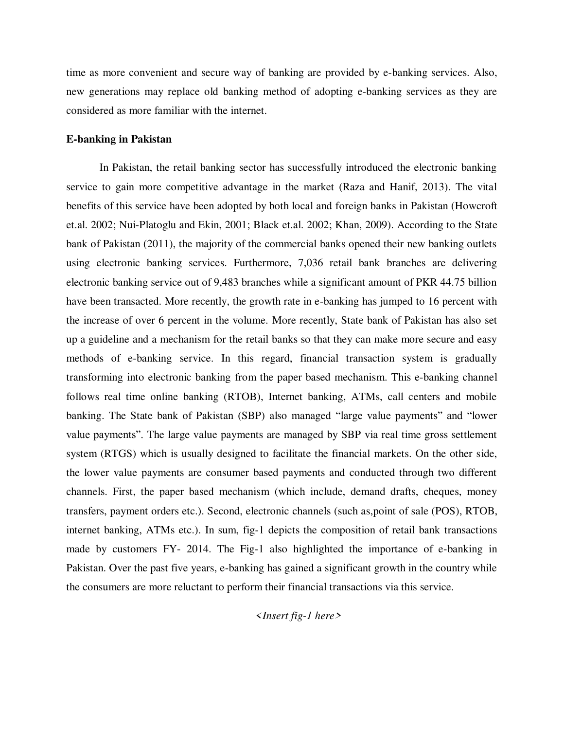time as more convenient and secure way of banking are provided by e-banking services. Also, new generations may replace old banking method of adopting e-banking services as they are considered as more familiar with the internet.

**E-banking in Pakistan**

In Pakistan, the retail banking sector has successfully introduced the electronic banking service to gain more competitive advantage in the market (Raza and Hanif, 2013). The vital benefits of this service have been adopted by both local and foreign banks in Pakistan (Howcroft et.al. 2002; Nui-Platoglu and Ekin, 2001; Black et.al. 2002; Khan, 2009). According to the State bank of Pakistan (2011), the majority of the commercial banks opened their new banking outlets using electronic banking services. Furthermore, 7,036 retail bank branches are delivering electronic banking service out of 9,483 branches while a significant amount of PKR 44.75 billion have been transacted. More recently, the growth rate in e-banking has jumped to 16 percent with the increase of over 6 percent in the volume. More recently, State bank of Pakistan has also set up a guideline and a mechanism for the retail banks so that they can make more secure and easy methods of e-banking service. In this regard, financial transaction system is gradually transforming into electronic banking from the paper based mechanism. This e-banking channel follows real time online banking (RTOB), Internet banking, ATMs, call centers and mobile banking. The State bank of Pakistan (SBP) also managed "large value payments" and "lower value payments". The large value payments are managed by SBP via real time gross settlement system (RTGS) which is usually designed to facilitate the financial markets. On the other side, the lower value payments are consumer based payments and conducted through two different channels. First, the paper based mechanism (which include, demand drafts, cheques, money transfers, payment orders etc.). Second, electronic channels (such as,point of sale (POS), RTOB, internet banking, ATMs etc.). In sum, fig-1 depicts the composition of retail bank transactions made by customers FY- 2014. The Fig-1 also highlighted the importance of e-banking in Pakistan. Over the past five years, e-banking has gained a significant growth in the country while the consumers are more reluctant to perform their financial transactions via this service.

*<Insert fig-1 here>*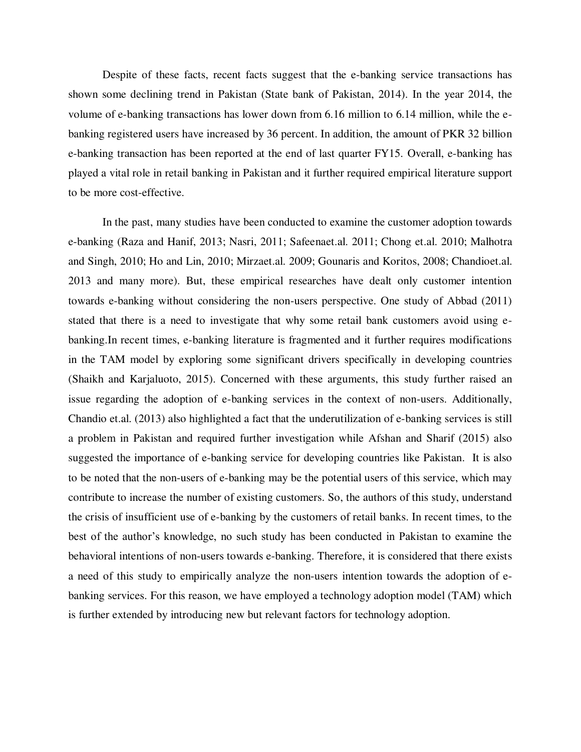Despite of these facts, recent facts suggest that the e-banking service transactions has shown some declining trend in Pakistan (State bank of Pakistan, 2014). In the year 2014, the volume of e-banking transactions has lower down from 6.16 million to 6.14 million, while the e-banking registered users have increased by 36 percent. In addition, the amount of PKR 32 billion e-banking transaction has been reported at the end of last quarter FY15. Overall, e-banking has played a vital role in retail banking in Pakistan and it further required empirical literature support to be more cost-effective.

In the past, many studies have been conducted to examine the customer adoption towards e-banking (Raza and Hanif, 2013; Nasri, 2011; Safeenaet.al. 2011; Chong et.al. 2010; Malhotra and Singh, 2010; Ho and Lin, 2010; Mirzaet.al. 2009; Gounaris and Koritos, 2008; Chandioet.al. 2013 and many more). But, these empirical researches have dealt only customer intention towards e-banking without considering the non-users perspective. One study of Abbad (2011) stated that there is a need to investigate that why some retail bank customers avoid using e-banking.In recent times, e-banking literature is fragmented and it further requires modifications in the TAM model by exploring some significant drivers specifically in developing countries (Shaikh and Karjaluoto, 2015). Concerned with these arguments, this study further raised an issue regarding the adoption of e-banking services in the context of non-users. Additionally, Chandio et.al. (2013) also highlighted a fact that the underutilization of e-banking services is still a problem in Pakistan and required further investigation while Afshan and Sharif (2015) also suggested the importance of e-banking service for developing countries like Pakistan. It is also to be noted that the non-users of e-banking may be the potential users of this service, which may contribute to increase the number of existing customers. So, the authors of this study, understand the crisis of insufficient use of e-banking by the customers of retail banks. In recent times, to the best of the author's knowledge, no such study has been conducted in Pakistan to examine the behavioral intentions of non-users towards e-banking. Therefore, it is considered that there exists a need of this study to empirically analyze the non-users intention towards the adoption of e-banking services. For this reason, we have employed a technology adoption model (TAM) which is further extended by introducing new but relevant factors for technology adoption.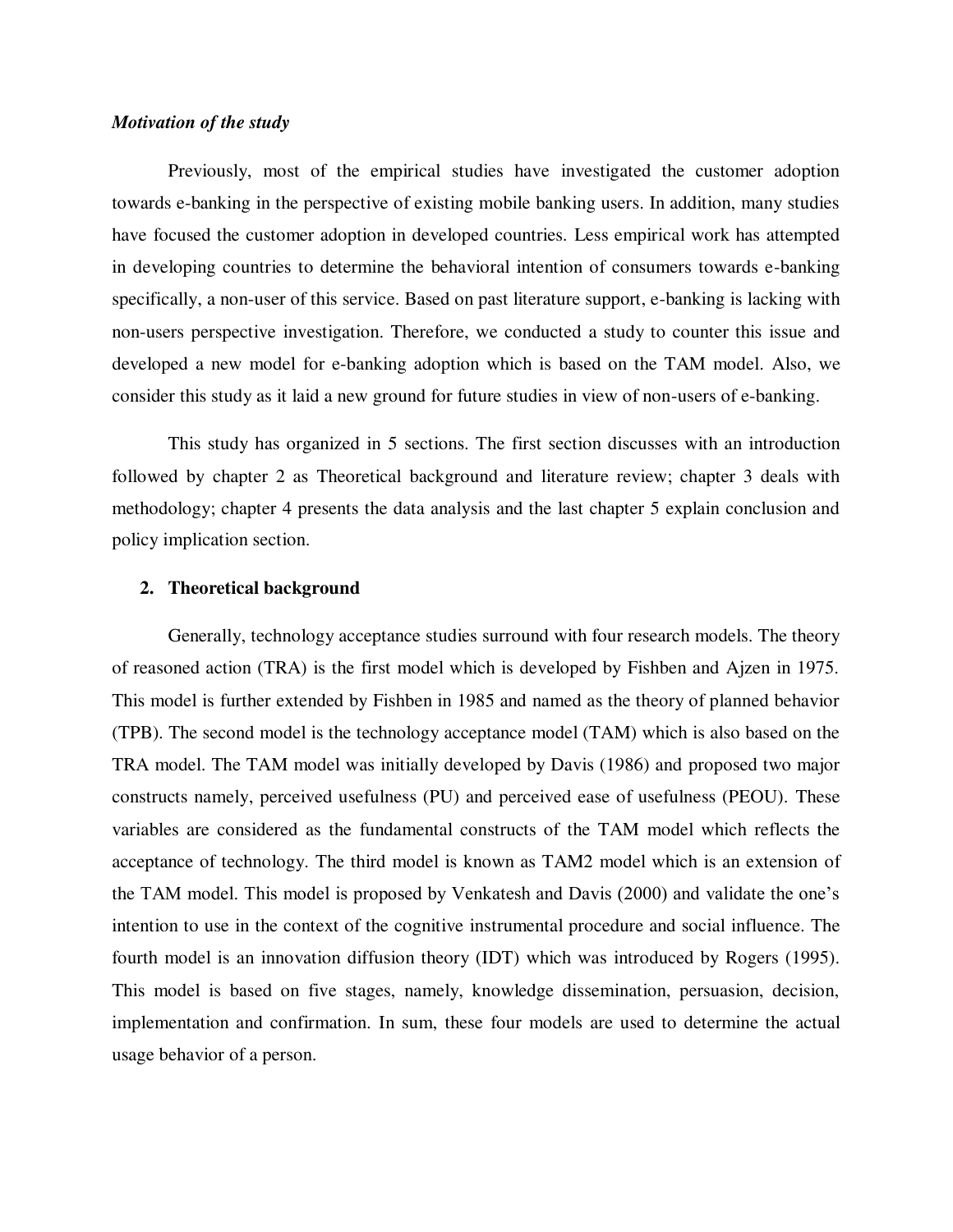*Motivation of the study*

Previously, most of the empirical studies have investigated the customer adoption towards e-banking in the perspective of existing mobile banking users. In addition, many studies have focused the customer adoption in developed countries. Less empirical work has attempted in developing countries to determine the behavioral intention of consumers towards e-banking specifically, a non-user of this service. Based on past literature support, e-banking is lacking with non-users perspective investigation. Therefore, we conducted a study to counter this issue and developed a new model for e-banking adoption which is based on the TAM model. Also, we consider this study as it laid a new ground for future studies in view of non-users of e-banking.

This study has organized in 5 sections. The first section discusses with an introduction followed by chapter 2 as Theoretical background and literature review; chapter 3 deals with methodology; chapter 4 presents the data analysis and the last chapter 5 explain conclusion and policy implication section.

## 2. Theoretical background

Generally, technology acceptance studies surround with four research models. The theory of reasoned action (TRA) is the first model which is developed by Fishben and Ajzen in 1975. This model is further extended by Fishben in 1985 and named as the theory of planned behavior (TPB). The second model is the technology acceptance model (TAM) which is also based on the TRA model. The TAM model was initially developed by Davis (1986) and proposed two major constructs namely, perceived usefulness (PU) and perceived ease of usefulness (PEOU). These variables are considered as the fundamental constructs of the TAM model which reflects the acceptance of technology. The third model is known as TAM2 model which is an extension of the TAM model. This model is proposed by Venkatesh and Davis (2000) and validate the one's intention to use in the context of the cognitive instrumental procedure and social influence. The fourth model is an innovation diffusion theory (IDT) which was introduced by Rogers (1995). This model is based on five stages, namely, knowledge dissemination, persuasion, decision, implementation and confirmation. In sum, these four models are used to determine the actual usage behavior of a person.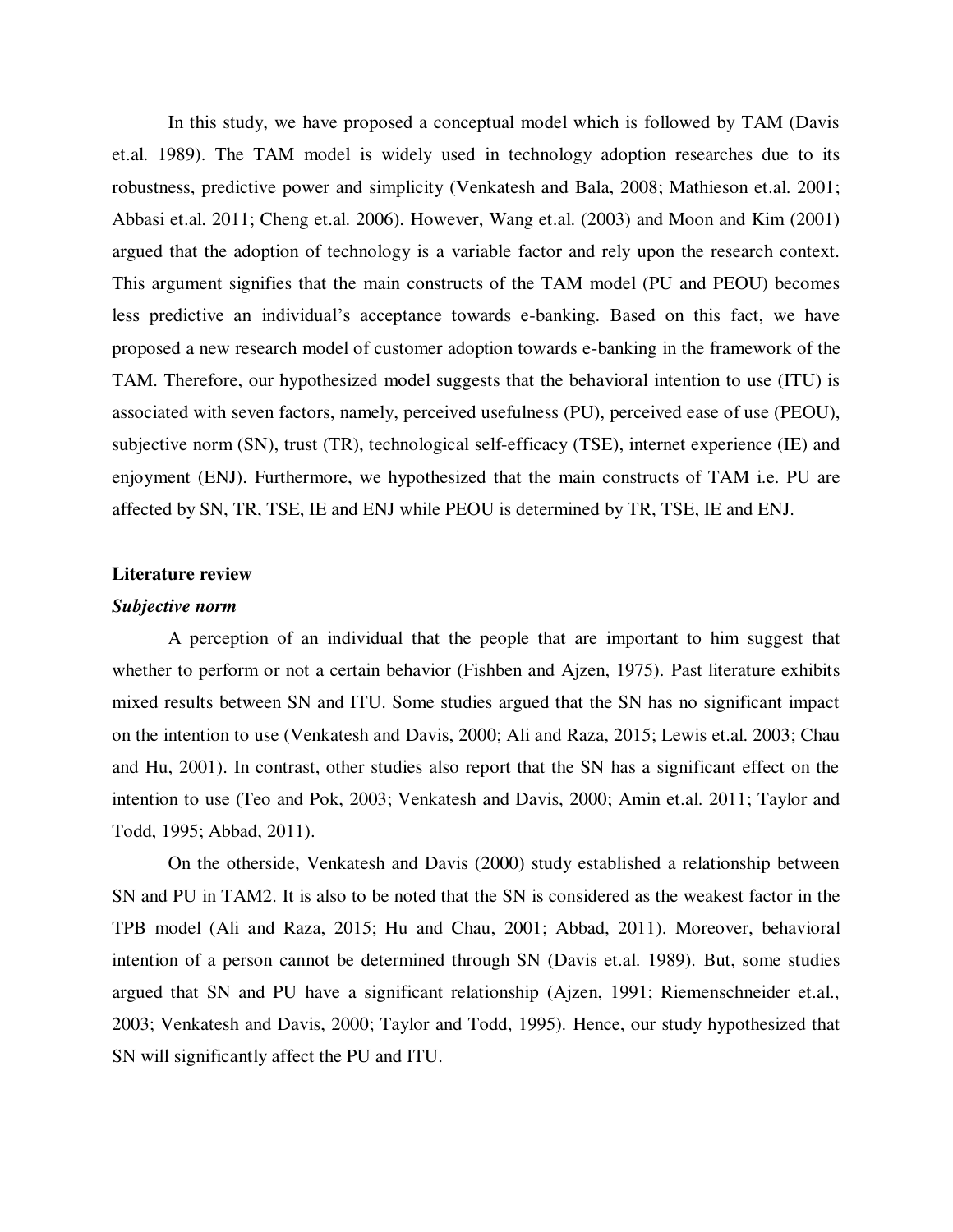In this study, we have proposed a conceptual model which is followed by TAM (Davis et.al. 1989). The TAM model is widely used in technology adoption researches due to its robustness, predictive power and simplicity (Venkatesh and Bala, 2008; Mathieson et.al. 2001; Abbasi et.al. 2011; Cheng et.al. 2006). However, Wang et.al. (2003) and Moon and Kim (2001) argued that the adoption of technology is a variable factor and rely upon the research context. This argument signifies that the main constructs of the TAM model (PU and PEOU) becomes less predictive an individual's acceptance towards e-banking. Based on this fact, we have proposed a new research model of customer adoption towards e-banking in the framework of the TAM. Therefore, our hypothesized model suggests that the behavioral intention to use (ITU) is associated with seven factors, namely, perceived usefulness (PU), perceived ease of use (PEOU), subjective norm (SN), trust (TR), technological self-efficacy (TSE), internet experience (IE) and enjoyment (ENJ). Furthermore, we hypothesized that the main constructs of TAM i.e. PU are affected by SN, TR, TSE, IE and ENJ while PEOU is determined by TR, TSE, IE and ENJ.

## Literature review

### *Subjective norm*

A perception of an individual that the people that are important to him suggest that whether to perform or not a certain behavior (Fishben and Ajzen, 1975). Past literature exhibits mixed results between SN and ITU. Some studies argued that the SN has no significant impact on the intention to use (Venkatesh and Davis, 2000; Ali and Raza, 2015; Lewis et.al. 2003; Chau and Hu, 2001). In contrast, other studies also report that the SN has a significant effect on the intention to use (Teo and Pok, 2003; Venkatesh and Davis, 2000; Amin et.al. 2011; Taylor and Todd, 1995; Abbad, 2011).

On the otherside, Venkatesh and Davis (2000) study established a relationship between SN and PU in TAM2. It is also to be noted that the SN is considered as the weakest factor in the TPB model (Ali and Raza, 2015; Hu and Chau, 2001; Abbad, 2011). Moreover, behavioral intention of a person cannot be determined through SN (Davis et.al. 1989). But, some studies argued that SN and PU have a significant relationship (Ajzen, 1991; Riemenschneider et.al., 2003; Venkatesh and Davis, 2000; Taylor and Todd, 1995). Hence, our study hypothesized that SN will significantly affect the PU and ITU.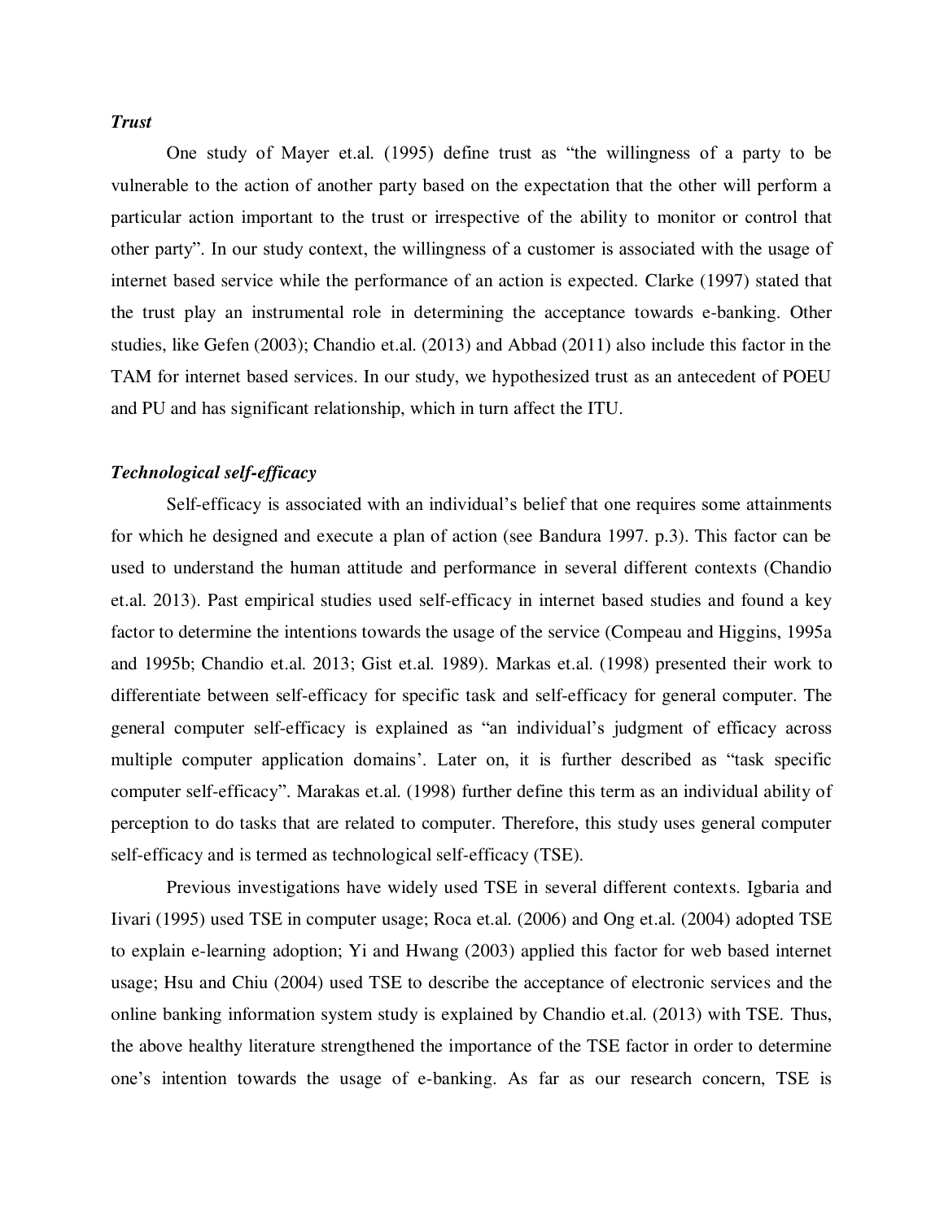### *Trust*

One study of Mayer et.al. (1995) define trust as "the willingness of a party to be vulnerable to the action of another party based on the expectation that the other will perform a particular action important to the trust or irrespective of the ability to monitor or control that other party". In our study context, the willingness of a customer is associated with the usage of internet based service while the performance of an action is expected. Clarke (1997) stated that the trust play an instrumental role in determining the acceptance towards e-banking. Other studies, like Gefen (2003); Chandio et.al. (2013) and Abbad (2011) also include this factor in the TAM for internet based services. In our study, we hypothesized trust as an antecedent of POEU and PU and has significant relationship, which in turn affect the ITU.

### *Technological self-efficacy*

Self-efficacy is associated with an individual's belief that one requires some attainments for which he designed and execute a plan of action (see Bandura 1997. p.3). This factor can be used to understand the human attitude and performance in several different contexts (Chandio et.al. 2013). Past empirical studies used self-efficacy in internet based studies and found a key factor to determine the intentions towards the usage of the service (Compeau and Higgins, 1995a and 1995b; Chandio et.al. 2013; Gist et.al. 1989). Markas et.al. (1998) presented their work to differentiate between self-efficacy for specific task and self-efficacy for general computer. The general computer self-efficacy is explained as "an individual's judgment of efficacy across multiple computer application domains'. Later on, it is further described as "task specific computer self-efficacy". Marakas et.al. (1998) further define this term as an individual ability of perception to do tasks that are related to computer. Therefore, this study uses general computer self-efficacy and is termed as technological self-efficacy (TSE).

Previous investigations have widely used TSE in several different contexts. Igbaria and Iivari (1995) used TSE in computer usage; Roca et.al. (2006) and Ong et.al. (2004) adopted TSE to explain e-learning adoption; Yi and Hwang (2003) applied this factor for web based internet usage; Hsu and Chiu (2004) used TSE to describe the acceptance of electronic services and the online banking information system study is explained by Chandio et.al. (2013) with TSE. Thus, the above healthy literature strengthened the importance of the TSE factor in order to determine one's intention towards the usage of e-banking. As far as our research concern, TSE is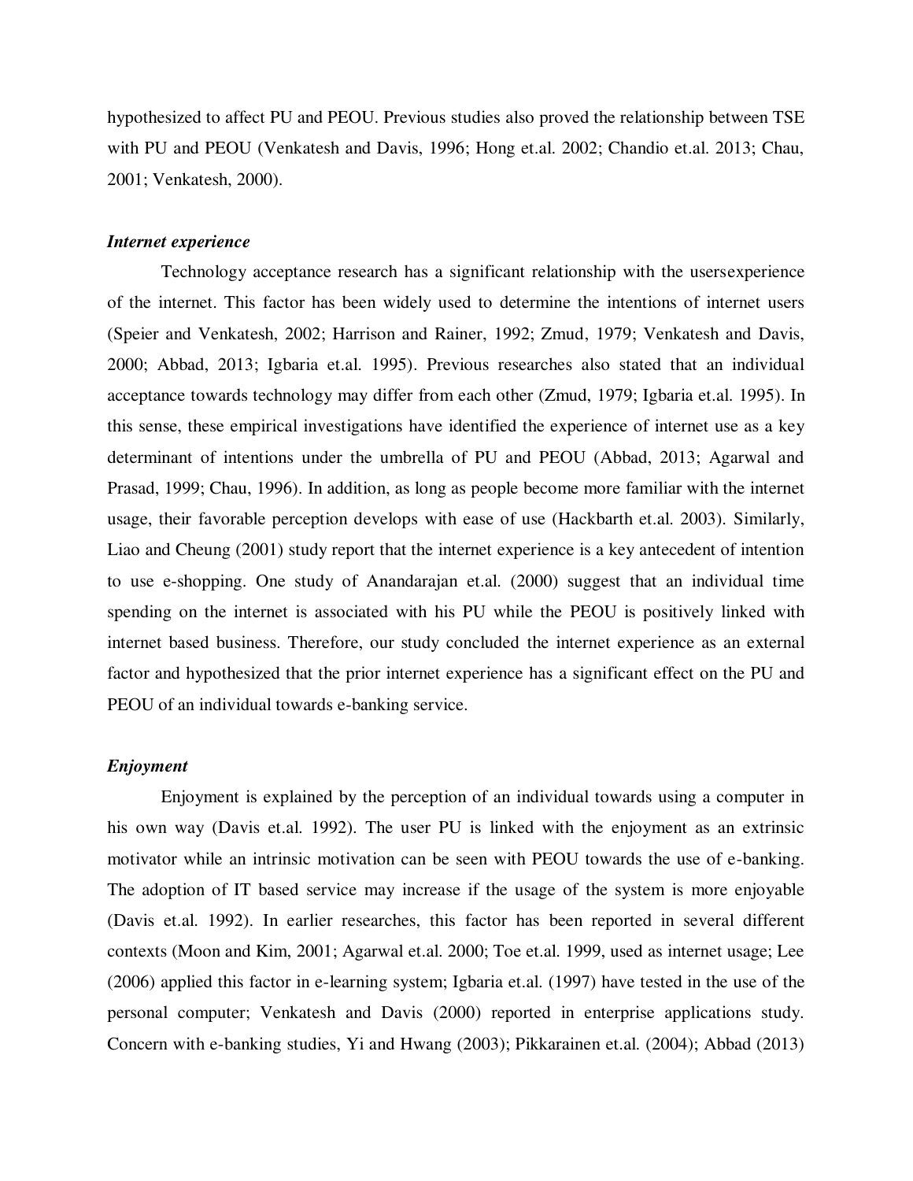hypothesized to affect PU and PEOU. Previous studies also proved the relationship between TSE with PU and PEOU (Venkatesh and Davis, 1996; Hong et.al. 2002; Chandio et.al. 2013; Chau, 2001; Venkatesh, 2000).

***Internet experience***

Technology acceptance research has a significant relationship with the usersexperience of the internet. This factor has been widely used to determine the intentions of internet users (Speier and Venkatesh, 2002; Harrison and Rainer, 1992; Zmud, 1979; Venkatesh and Davis, 2000; Abbad, 2013; Igbaria et.al. 1995). Previous researches also stated that an individual acceptance towards technology may differ from each other (Zmud, 1979; Igbaria et.al. 1995). In this sense, these empirical investigations have identified the experience of internet use as a key determinant of intentions under the umbrella of PU and PEOU (Abbad, 2013; Agarwal and Prasad, 1999; Chau, 1996). In addition, as long as people become more familiar with the internet usage, their favorable perception develops with ease of use (Hackbarth et.al. 2003). Similarly, Liao and Cheung (2001) study report that the internet experience is a key antecedent of intention to use e-shopping. One study of Anandarajan et.al. (2000) suggest that an individual time spending on the internet is associated with his PU while the PEOU is positively linked with internet based business. Therefore, our study concluded the internet experience as an external factor and hypothesized that the prior internet experience has a significant effect on the PU and PEOU of an individual towards e-banking service.

***Enjoyment***

Enjoyment is explained by the perception of an individual towards using a computer in his own way (Davis et.al. 1992). The user PU is linked with the enjoyment as an extrinsic motivator while an intrinsic motivation can be seen with PEOU towards the use of e-banking. The adoption of IT based service may increase if the usage of the system is more enjoyable (Davis et.al. 1992). In earlier researches, this factor has been reported in several different contexts (Moon and Kim, 2001; Agarwal et.al. 2000; Toe et.al. 1999, used as internet usage; Lee (2006) applied this factor in e-learning system; Igbaria et.al. (1997) have tested in the use of the personal computer; Venkatesh and Davis (2000) reported in enterprise applications study. Concern with e-banking studies, Yi and Hwang (2003); Pikkarainen et.al. (2004); Abbad (2013)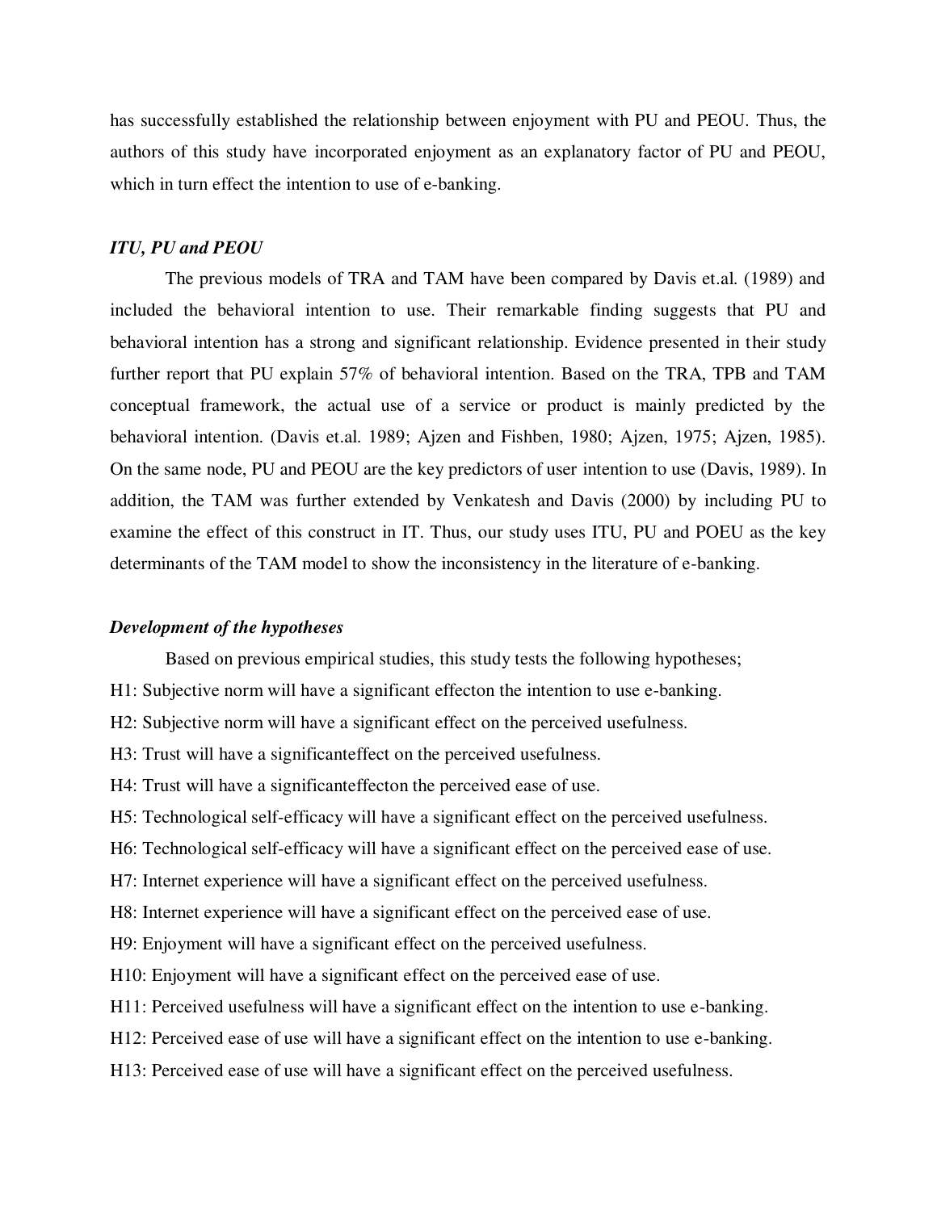has successfully established the relationship between enjoyment with PU and PEOU. Thus, the authors of this study have incorporated enjoyment as an explanatory factor of PU and PEOU, which in turn effect the intention to use of e-banking.

### *ITU, PU and PEOU*

The previous models of TRA and TAM have been compared by Davis et.al. (1989) and included the behavioral intention to use. Their remarkable finding suggests that PU and behavioral intention has a strong and significant relationship. Evidence presented in their study further report that PU explain 57% of behavioral intention. Based on the TRA, TPB and TAM conceptual framework, the actual use of a service or product is mainly predicted by the behavioral intention. (Davis et.al. 1989; Ajzen and Fishben, 1980; Ajzen, 1975; Ajzen, 1985). On the same node, PU and PEOU are the key predictors of user intention to use (Davis, 1989). In addition, the TAM was further extended by Venkatesh and Davis (2000) by including PU to examine the effect of this construct in IT. Thus, our study uses ITU, PU and POEU as the key determinants of the TAM model to show the inconsistency in the literature of e-banking.

### *Development of the hypotheses*

Based on previous empirical studies, this study tests the following hypotheses;

H1: Subjective norm will have a significant effecton the intention to use e-banking.

H2: Subjective norm will have a significant effect on the perceived usefulness.

H3: Trust will have a significanteffect on the perceived usefulness.

H4: Trust will have a significanteffecton the perceived ease of use.

H5: Technological self-efficacy will have a significant effect on the perceived usefulness.

H6: Technological self-efficacy will have a significant effect on the perceived ease of use.

H7: Internet experience will have a significant effect on the perceived usefulness.

H8: Internet experience will have a significant effect on the perceived ease of use.

H9: Enjoyment will have a significant effect on the perceived usefulness.

H10: Enjoyment will have a significant effect on the perceived ease of use.

H11: Perceived usefulness will have a significant effect on the intention to use e-banking.

H12: Perceived ease of use will have a significant effect on the intention to use e-banking.

H13: Perceived ease of use will have a significant effect on the perceived usefulness.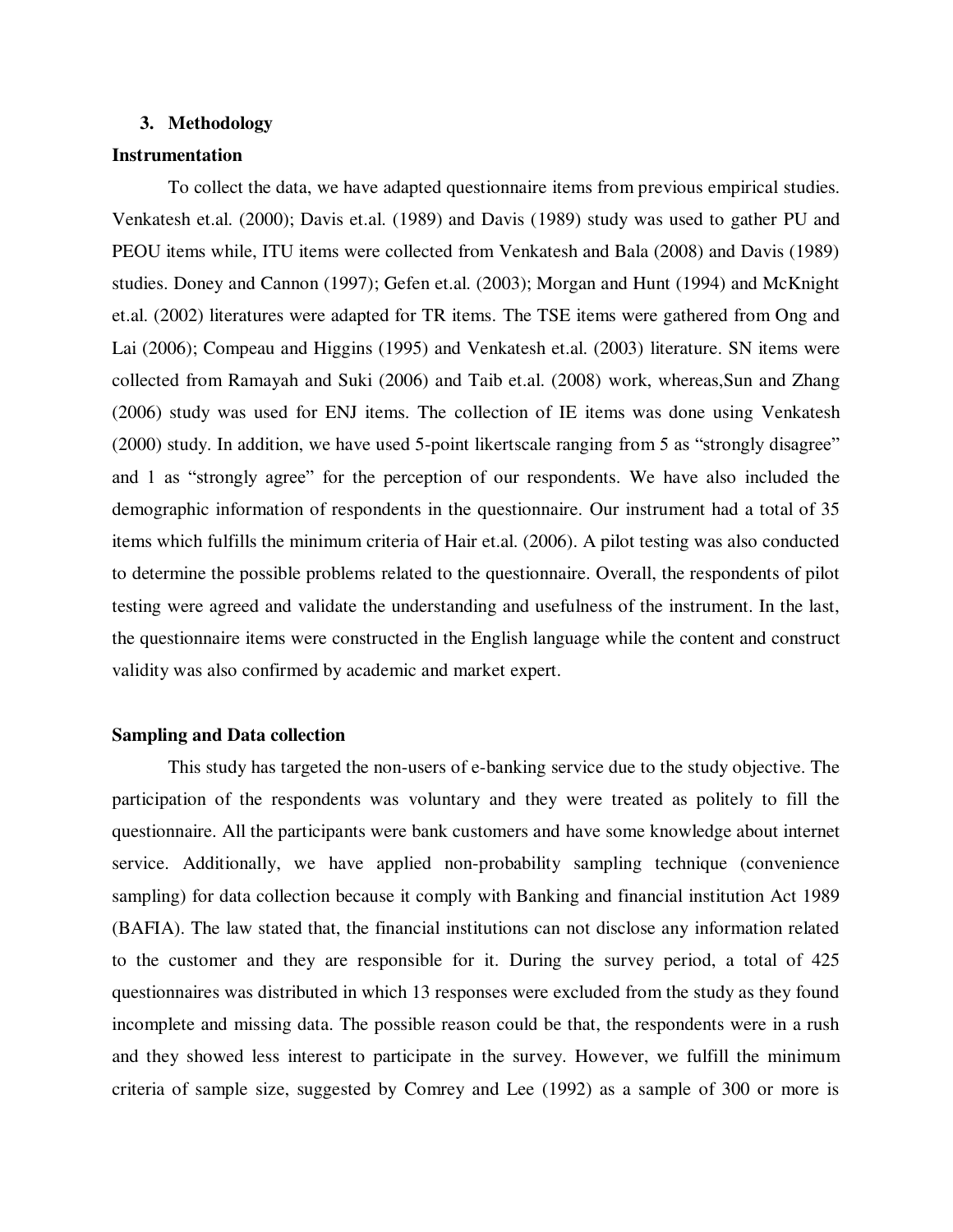## 3. Methodology

### Instrumentation

To collect the data, we have adapted questionnaire items from previous empirical studies. Venkatesh et.al. (2000); Davis et.al. (1989) and Davis (1989) study was used to gather PU and PEOU items while, ITU items were collected from Venkatesh and Bala (2008) and Davis (1989) studies. Doney and Cannon (1997); Gefen et.al. (2003); Morgan and Hunt (1994) and McKnight et.al. (2002) literatures were adapted for TR items. The TSE items were gathered from Ong and Lai (2006); Compeau and Higgins (1995) and Venkatesh et.al. (2003) literature. SN items were collected from Ramayah and Suki (2006) and Taib et.al. (2008) work, whereas,Sun and Zhang (2006) study was used for ENJ items. The collection of IE items was done using Venkatesh (2000) study. In addition, we have used 5-point likertscale ranging from 5 as "strongly disagree" and 1 as "strongly agree" for the perception of our respondents. We have also included the demographic information of respondents in the questionnaire. Our instrument had a total of 35 items which fulfills the minimum criteria of Hair et.al. (2006). A pilot testing was also conducted to determine the possible problems related to the questionnaire. Overall, the respondents of pilot testing were agreed and validate the understanding and usefulness of the instrument. In the last, the questionnaire items were constructed in the English language while the content and construct validity was also confirmed by academic and market expert.

### Sampling and Data collection

This study has targeted the non-users of e-banking service due to the study objective. The participation of the respondents was voluntary and they were treated as politely to fill the questionnaire. All the participants were bank customers and have some knowledge about internet service. Additionally, we have applied non-probability sampling technique (convenience sampling) for data collection because it comply with Banking and financial institution Act 1989 (BAFIA). The law stated that, the financial institutions can not disclose any information related to the customer and they are responsible for it. During the survey period, a total of 425 questionnaires was distributed in which 13 responses were excluded from the study as they found incomplete and missing data. The possible reason could be that, the respondents were in a rush and they showed less interest to participate in the survey. However, we fulfill the minimum criteria of sample size, suggested by Comrey and Lee (1992) as a sample of 300 or more is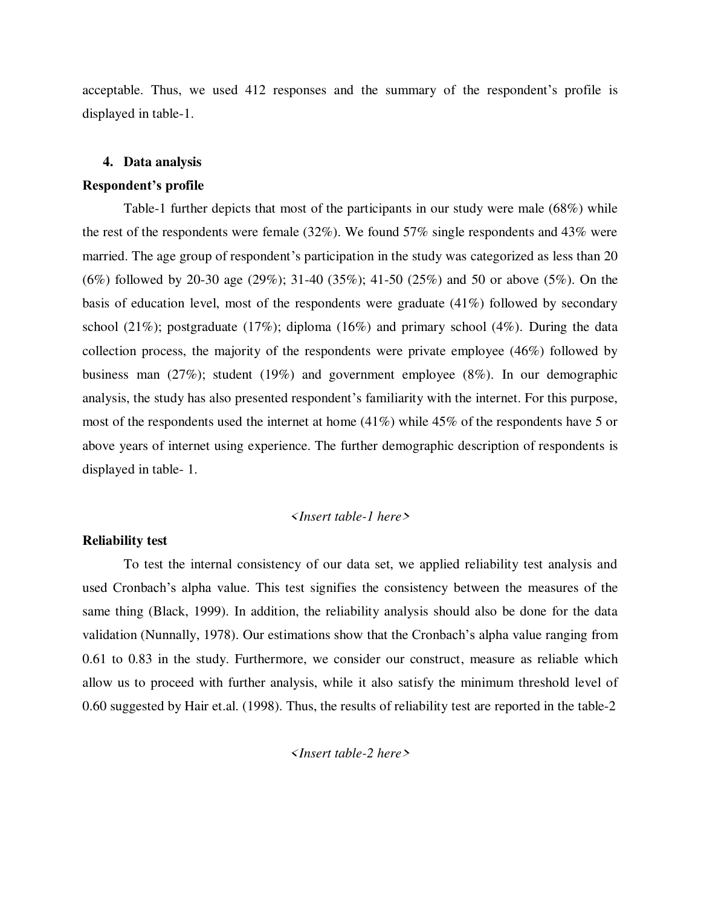acceptable. Thus, we used 412 responses and the summary of the respondent's profile is displayed in table-1.

## 4. Data analysis

### Respondent's profile

Table-1 further depicts that most of the participants in our study were male (68%) while the rest of the respondents were female (32%). We found 57% single respondents and 43% were married. The age group of respondent's participation in the study was categorized as less than 20 (6%) followed by 20-30 age (29%); 31-40 (35%); 41-50 (25%) and 50 or above (5%). On the basis of education level, most of the respondents were graduate (41%) followed by secondary school (21%); postgraduate (17%); diploma (16%) and primary school (4%). During the data collection process, the majority of the respondents were private employee (46%) followed by business man (27%); student (19%) and government employee (8%). In our demographic analysis, the study has also presented respondent's familiarity with the internet. For this purpose, most of the respondents used the internet at home (41%) while 45% of the respondents have 5 or above years of internet using experience. The further demographic description of respondents is displayed in table- 1.

*<Insert table-1 here>*

### Reliability test

To test the internal consistency of our data set, we applied reliability test analysis and used Cronbach's alpha value. This test signifies the consistency between the measures of the same thing (Black, 1999). In addition, the reliability analysis should also be done for the data validation (Nunnally, 1978). Our estimations show that the Cronbach's alpha value ranging from 0.61 to 0.83 in the study. Furthermore, we consider our construct, measure as reliable which allow us to proceed with further analysis, while it also satisfy the minimum threshold level of 0.60 suggested by Hair et.al. (1998). Thus, the results of reliability test are reported in the table-2

*<Insert table-2 here>*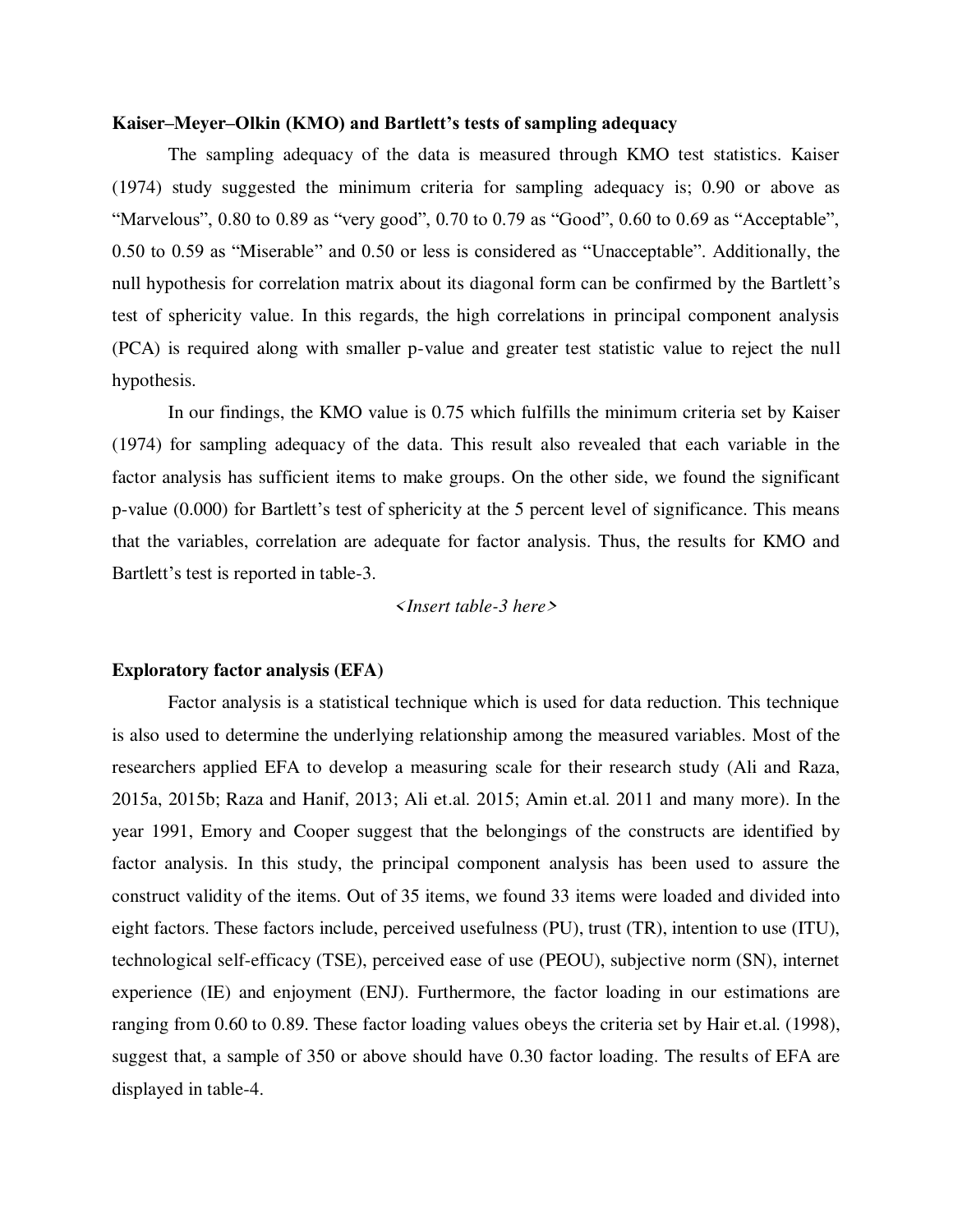**Kaiser–Meyer–Olkin (KMO) and Bartlett's tests of sampling adequacy**

The sampling adequacy of the data is measured through KMO test statistics. Kaiser (1974) study suggested the minimum criteria for sampling adequacy is; 0.90 or above as "Marvelous", 0.80 to 0.89 as "very good", 0.70 to 0.79 as "Good", 0.60 to 0.69 as "Acceptable", 0.50 to 0.59 as "Miserable" and 0.50 or less is considered as "Unacceptable". Additionally, the null hypothesis for correlation matrix about its diagonal form can be confirmed by the Bartlett's test of sphericity value. In this regards, the high correlations in principal component analysis (PCA) is required along with smaller p-value and greater test statistic value to reject the null hypothesis.

In our findings, the KMO value is 0.75 which fulfills the minimum criteria set by Kaiser (1974) for sampling adequacy of the data. This result also revealed that each variable in the factor analysis has sufficient items to make groups. On the other side, we found the significant p-value (0.000) for Bartlett's test of sphericity at the 5 percent level of significance. This means that the variables, correlation are adequate for factor analysis. Thus, the results for KMO and Bartlett's test is reported in table-3.

*<Insert table-3 here>*

**Exploratory factor analysis (EFA)**

Factor analysis is a statistical technique which is used for data reduction. This technique is also used to determine the underlying relationship among the measured variables. Most of the researchers applied EFA to develop a measuring scale for their research study (Ali and Raza, 2015a, 2015b; Raza and Hanif, 2013; Ali et.al. 2015; Amin et.al. 2011 and many more). In the year 1991, Emory and Cooper suggest that the belongings of the constructs are identified by factor analysis. In this study, the principal component analysis has been used to assure the construct validity of the items. Out of 35 items, we found 33 items were loaded and divided into eight factors. These factors include, perceived usefulness (PU), trust (TR), intention to use (ITU), technological self-efficacy (TSE), perceived ease of use (PEOU), subjective norm (SN), internet experience (IE) and enjoyment (ENJ). Furthermore, the factor loading in our estimations are ranging from 0.60 to 0.89. These factor loading values obeys the criteria set by Hair et.al. (1998), suggest that, a sample of 350 or above should have 0.30 factor loading. The results of EFA are displayed in table-4.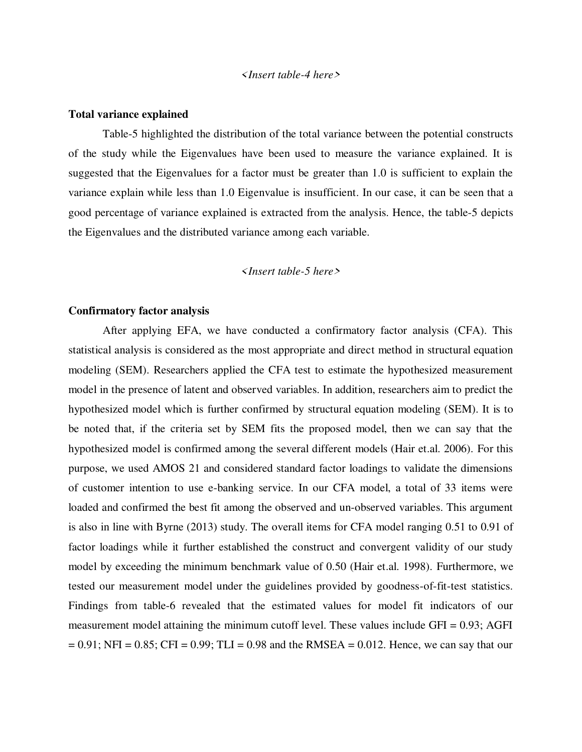*<Insert table-4 here>*

**Total variance explained**

Table-5 highlighted the distribution of the total variance between the potential constructs of the study while the Eigenvalues have been used to measure the variance explained. It is suggested that the Eigenvalues for a factor must be greater than 1.0 is sufficient to explain the variance explain while less than 1.0 Eigenvalue is insufficient. In our case, it can be seen that a good percentage of variance explained is extracted from the analysis. Hence, the table-5 depicts the Eigenvalues and the distributed variance among each variable.

*<Insert table-5 here>*

**Confirmatory factor analysis**

After applying EFA, we have conducted a confirmatory factor analysis (CFA). This statistical analysis is considered as the most appropriate and direct method in structural equation modeling (SEM). Researchers applied the CFA test to estimate the hypothesized measurement model in the presence of latent and observed variables. In addition, researchers aim to predict the hypothesized model which is further confirmed by structural equation modeling (SEM). It is to be noted that, if the criteria set by SEM fits the proposed model, then we can say that the hypothesized model is confirmed among the several different models (Hair et.al. 2006). For this purpose, we used AMOS 21 and considered standard factor loadings to validate the dimensions of customer intention to use e-banking service. In our CFA model, a total of 33 items were loaded and confirmed the best fit among the observed and un-observed variables. This argument is also in line with Byrne (2013) study. The overall items for CFA model ranging 0.51 to 0.91 of factor loadings while it further established the construct and convergent validity of our study model by exceeding the minimum benchmark value of 0.50 (Hair et.al. 1998). Furthermore, we tested our measurement model under the guidelines provided by goodness-of-fit-test statistics. Findings from table-6 revealed that the estimated values for model fit indicators of our measurement model attaining the minimum cutoff level. These values include GFI = 0.93; AGFI = 0.91; NFI = 0.85; CFI = 0.99; TLI = 0.98 and the RMSEA = 0.012. Hence, we can say that our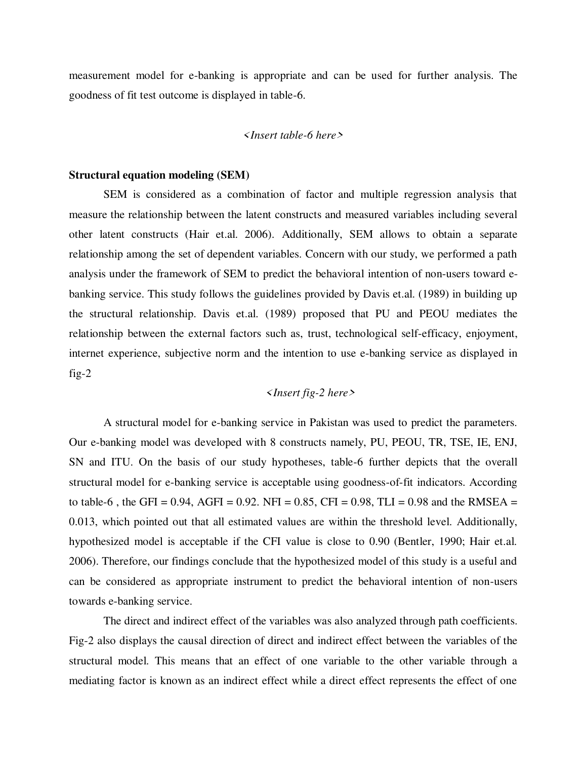measurement model for e-banking is appropriate and can be used for further analysis. The goodness of fit test outcome is displayed in table-6.

*<Insert table-6 here>*

**Structural equation modeling (SEM)**

SEM is considered as a combination of factor and multiple regression analysis that measure the relationship between the latent constructs and measured variables including several other latent constructs (Hair et.al. 2006). Additionally, SEM allows to obtain a separate relationship among the set of dependent variables. Concern with our study, we performed a path analysis under the framework of SEM to predict the behavioral intention of non-users toward e-banking service. This study follows the guidelines provided by Davis et.al. (1989) in building up the structural relationship. Davis et.al. (1989) proposed that PU and PEOU mediates the relationship between the external factors such as, trust, technological self-efficacy, enjoyment, internet experience, subjective norm and the intention to use e-banking service as displayed in fig-2

*<Insert fig-2 here>*

A structural model for e-banking service in Pakistan was used to predict the parameters. Our e-banking model was developed with 8 constructs namely, PU, PEOU, TR, TSE, IE, ENJ, SN and ITU. On the basis of our study hypotheses, table-6 further depicts that the overall structural model for e-banking service is acceptable using goodness-of-fit indicators. According to table-6 , the GFI = 0.94, AGFI = 0.92. NFI = 0.85, CFI = 0.98, TLI = 0.98 and the RMSEA = 0.013, which pointed out that all estimated values are within the threshold level. Additionally, hypothesized model is acceptable if the CFI value is close to 0.90 (Bentler, 1990; Hair et.al. 2006). Therefore, our findings conclude that the hypothesized model of this study is a useful and can be considered as appropriate instrument to predict the behavioral intention of non-users towards e-banking service.

The direct and indirect effect of the variables was also analyzed through path coefficients. Fig-2 also displays the causal direction of direct and indirect effect between the variables of the structural model. This means that an effect of one variable to the other variable through a mediating factor is known as an indirect effect while a direct effect represents the effect of one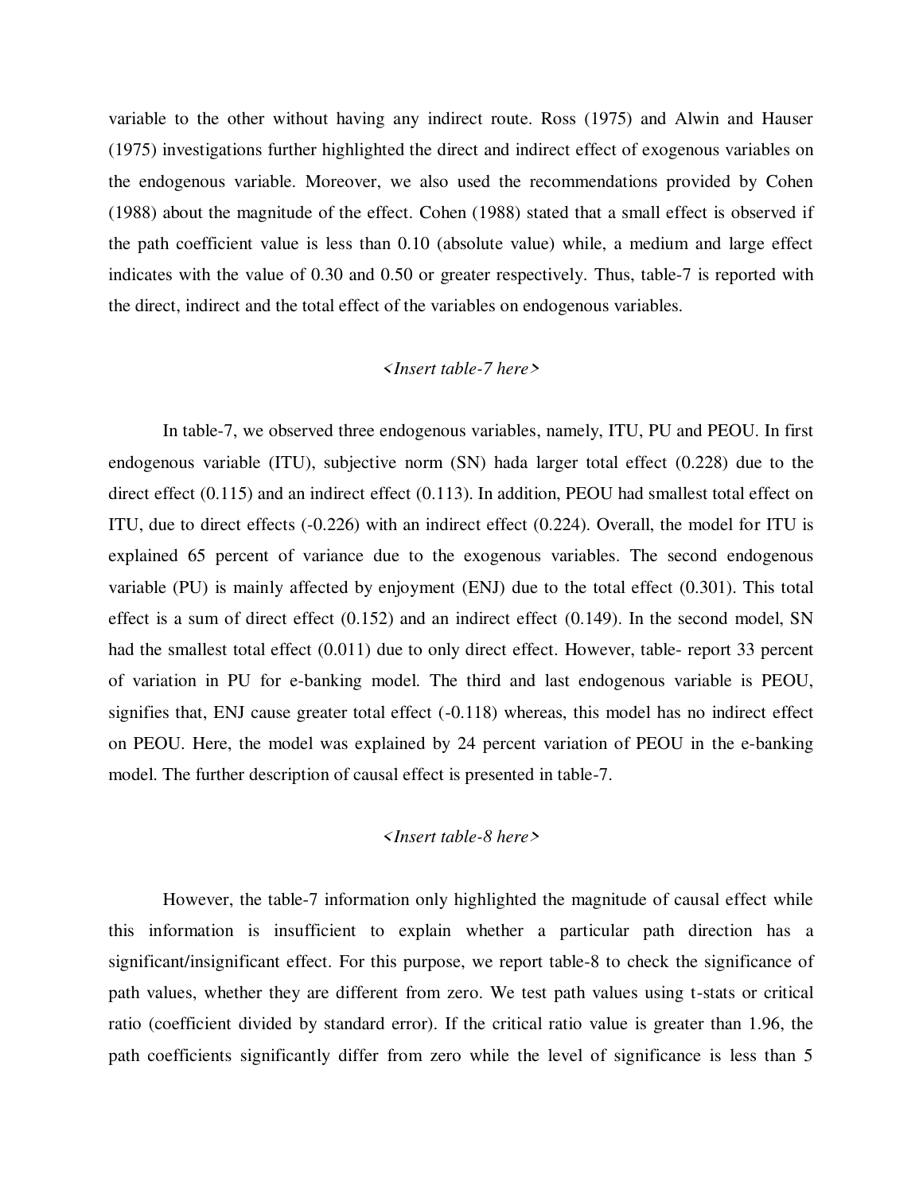variable to the other without having any indirect route. Ross (1975) and Alwin and Hauser (1975) investigations further highlighted the direct and indirect effect of exogenous variables on the endogenous variable. Moreover, we also used the recommendations provided by Cohen (1988) about the magnitude of the effect. Cohen (1988) stated that a small effect is observed if the path coefficient value is less than 0.10 (absolute value) while, a medium and large effect indicates with the value of 0.30 and 0.50 or greater respectively. Thus, table-7 is reported with the direct, indirect and the total effect of the variables on endogenous variables.

*<Insert table-7 here>*

In table-7, we observed three endogenous variables, namely, ITU, PU and PEOU. In first endogenous variable (ITU), subjective norm (SN) hada larger total effect (0.228) due to the direct effect (0.115) and an indirect effect (0.113). In addition, PEOU had smallest total effect on ITU, due to direct effects (-0.226) with an indirect effect (0.224). Overall, the model for ITU is explained 65 percent of variance due to the exogenous variables. The second endogenous variable (PU) is mainly affected by enjoyment (ENJ) due to the total effect (0.301). This total effect is a sum of direct effect (0.152) and an indirect effect (0.149). In the second model, SN had the smallest total effect (0.011) due to only direct effect. However, table- report 33 percent of variation in PU for e-banking model. The third and last endogenous variable is PEOU, signifies that, ENJ cause greater total effect (-0.118) whereas, this model has no indirect effect on PEOU. Here, the model was explained by 24 percent variation of PEOU in the e-banking model. The further description of causal effect is presented in table-7.

*<Insert table-8 here>*

However, the table-7 information only highlighted the magnitude of causal effect while this information is insufficient to explain whether a particular path direction has a significant/insignificant effect. For this purpose, we report table-8 to check the significance of path values, whether they are different from zero. We test path values using t-stats or critical ratio (coefficient divided by standard error). If the critical ratio value is greater than 1.96, the path coefficients significantly differ from zero while the level of significance is less than 5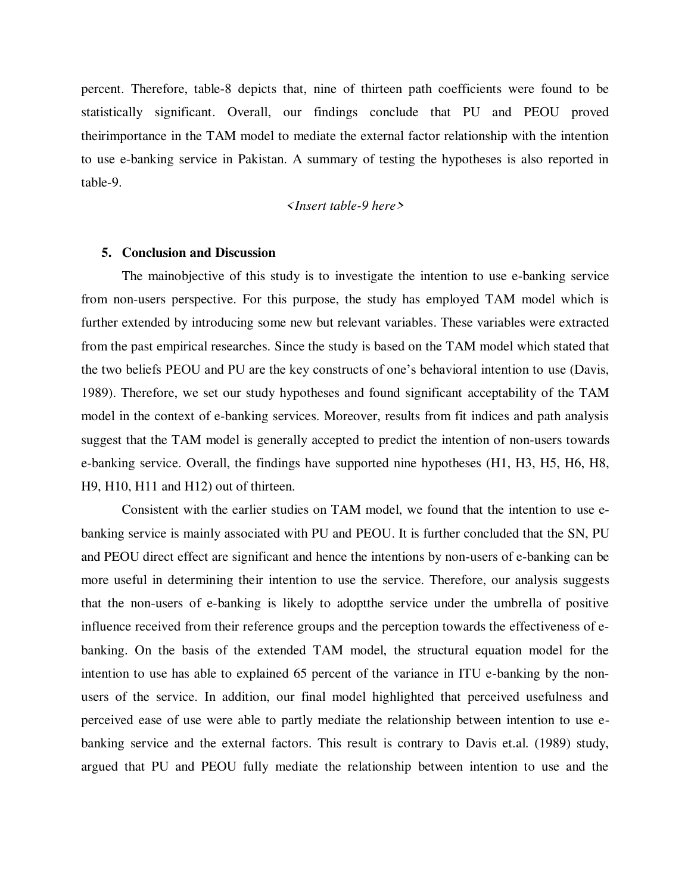percent. Therefore, table-8 depicts that, nine of thirteen path coefficients were found to be statistically significant. Overall, our findings conclude that PU and PEOU proved theirimportance in the TAM model to mediate the external factor relationship with the intention to use e-banking service in Pakistan. A summary of testing the hypotheses is also reported in table-9.

*<Insert table-9 here>*

## 5. Conclusion and Discussion

The mainobjective of this study is to investigate the intention to use e-banking service from non-users perspective. For this purpose, the study has employed TAM model which is further extended by introducing some new but relevant variables. These variables were extracted from the past empirical researches. Since the study is based on the TAM model which stated that the two beliefs PEOU and PU are the key constructs of one's behavioral intention to use (Davis, 1989). Therefore, we set our study hypotheses and found significant acceptability of the TAM model in the context of e-banking services. Moreover, results from fit indices and path analysis suggest that the TAM model is generally accepted to predict the intention of non-users towards e-banking service. Overall, the findings have supported nine hypotheses (H1, H3, H5, H6, H8, H9, H10, H11 and H12) out of thirteen.

Consistent with the earlier studies on TAM model, we found that the intention to use e-banking service is mainly associated with PU and PEOU. It is further concluded that the SN, PU and PEOU direct effect are significant and hence the intentions by non-users of e-banking can be more useful in determining their intention to use the service. Therefore, our analysis suggests that the non-users of e-banking is likely to adoptthe service under the umbrella of positive influence received from their reference groups and the perception towards the effectiveness of e-banking. On the basis of the extended TAM model, the structural equation model for the intention to use has able to explained 65 percent of the variance in ITU e-banking by the non-users of the service. In addition, our final model highlighted that perceived usefulness and perceived ease of use were able to partly mediate the relationship between intention to use e-banking service and the external factors. This result is contrary to Davis et.al. (1989) study, argued that PU and PEOU fully mediate the relationship between intention to use and the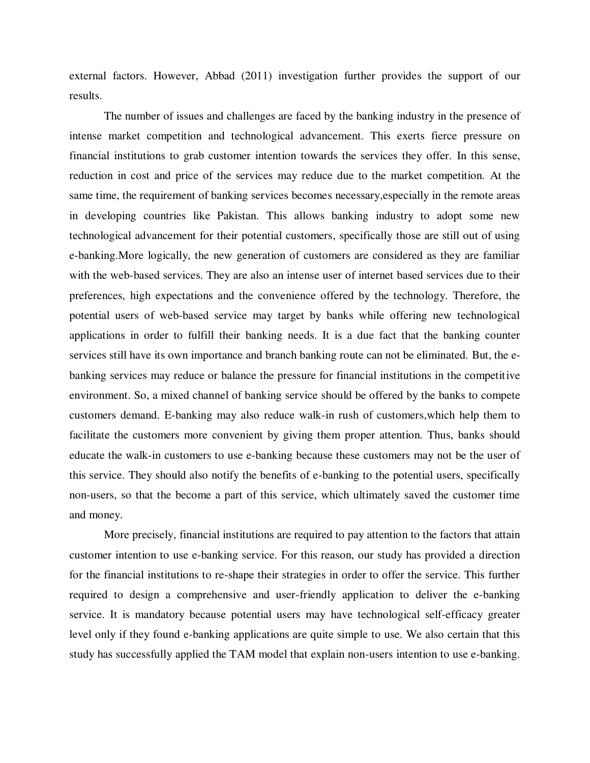external factors. However, Abbad (2011) investigation further provides the support of our results.

The number of issues and challenges are faced by the banking industry in the presence of intense market competition and technological advancement. This exerts fierce pressure on financial institutions to grab customer intention towards the services they offer. In this sense, reduction in cost and price of the services may reduce due to the market competition. At the same time, the requirement of banking services becomes necessary,especially in the remote areas in developing countries like Pakistan. This allows banking industry to adopt some new technological advancement for their potential customers, specifically those are still out of using e-banking.More logically, the new generation of customers are considered as they are familiar with the web-based services. They are also an intense user of internet based services due to their preferences, high expectations and the convenience offered by the technology. Therefore, the potential users of web-based service may target by banks while offering new technological applications in order to fulfill their banking needs. It is a due fact that the banking counter services still have its own importance and branch banking route can not be eliminated. But, the e-banking services may reduce or balance the pressure for financial institutions in the competitive environment. So, a mixed channel of banking service should be offered by the banks to compete customers demand. E-banking may also reduce walk-in rush of customers,which help them to facilitate the customers more convenient by giving them proper attention. Thus, banks should educate the walk-in customers to use e-banking because these customers may not be the user of this service. They should also notify the benefits of e-banking to the potential users, specifically non-users, so that the become a part of this service, which ultimately saved the customer time and money.

More precisely, financial institutions are required to pay attention to the factors that attain customer intention to use e-banking service. For this reason, our study has provided a direction for the financial institutions to re-shape their strategies in order to offer the service. This further required to design a comprehensive and user-friendly application to deliver the e-banking service. It is mandatory because potential users may have technological self-efficacy greater level only if they found e-banking applications are quite simple to use. We also certain that this study has successfully applied the TAM model that explain non-users intention to use e-banking.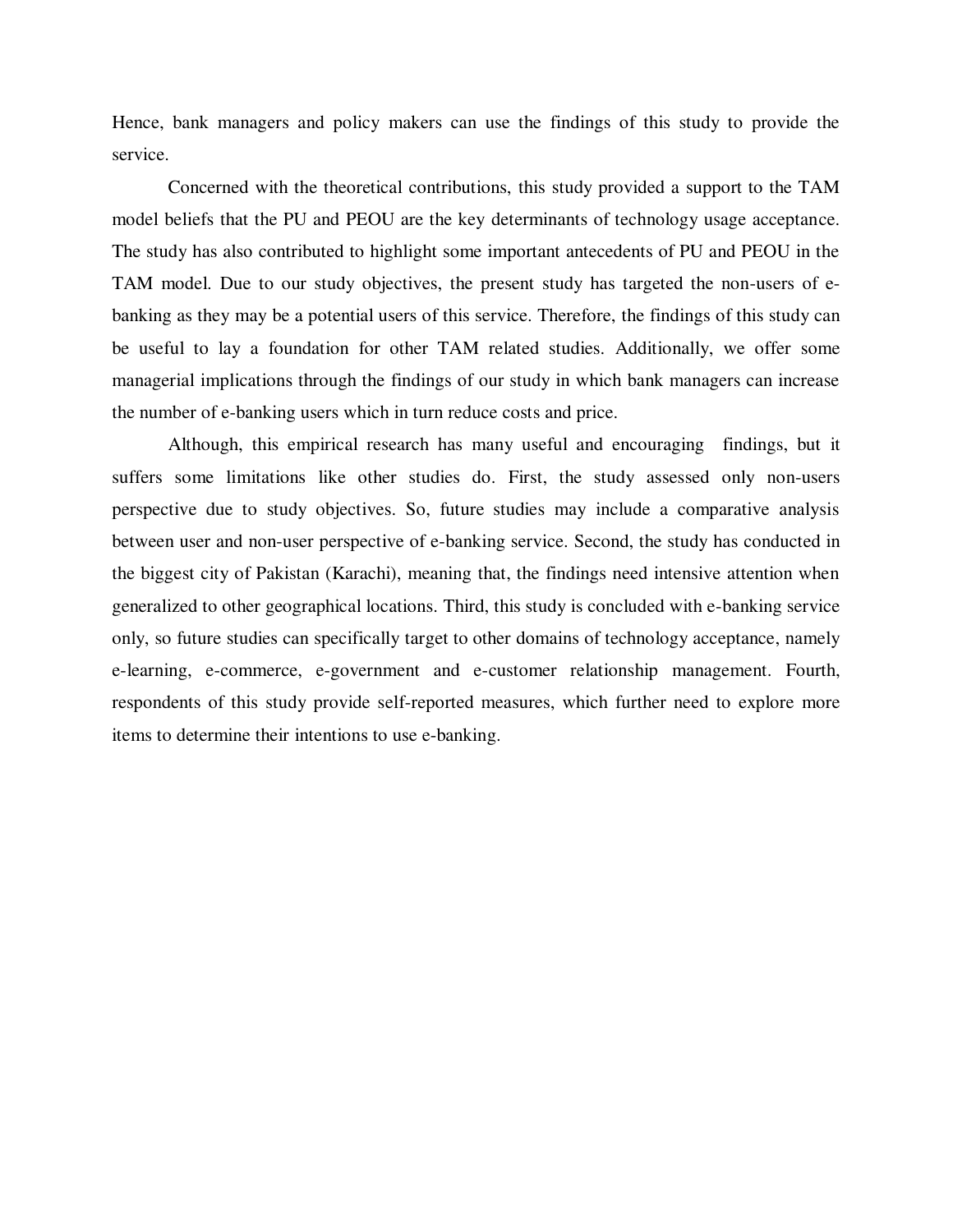Hence, bank managers and policy makers can use the findings of this study to provide the service.

Concerned with the theoretical contributions, this study provided a support to the TAM model beliefs that the PU and PEOU are the key determinants of technology usage acceptance. The study has also contributed to highlight some important antecedents of PU and PEOU in the TAM model. Due to our study objectives, the present study has targeted the non-users of e-banking as they may be a potential users of this service. Therefore, the findings of this study can be useful to lay a foundation for other TAM related studies. Additionally, we offer some managerial implications through the findings of our study in which bank managers can increase the number of e-banking users which in turn reduce costs and price.

Although, this empirical research has many useful and encouraging findings, but it suffers some limitations like other studies do. First, the study assessed only non-users perspective due to study objectives. So, future studies may include a comparative analysis between user and non-user perspective of e-banking service. Second, the study has conducted in the biggest city of Pakistan (Karachi), meaning that, the findings need intensive attention when generalized to other geographical locations. Third, this study is concluded with e-banking service only, so future studies can specifically target to other domains of technology acceptance, namely e-learning, e-commerce, e-government and e-customer relationship management. Fourth, respondents of this study provide self-reported measures, which further need to explore more items to determine their intentions to use e-banking.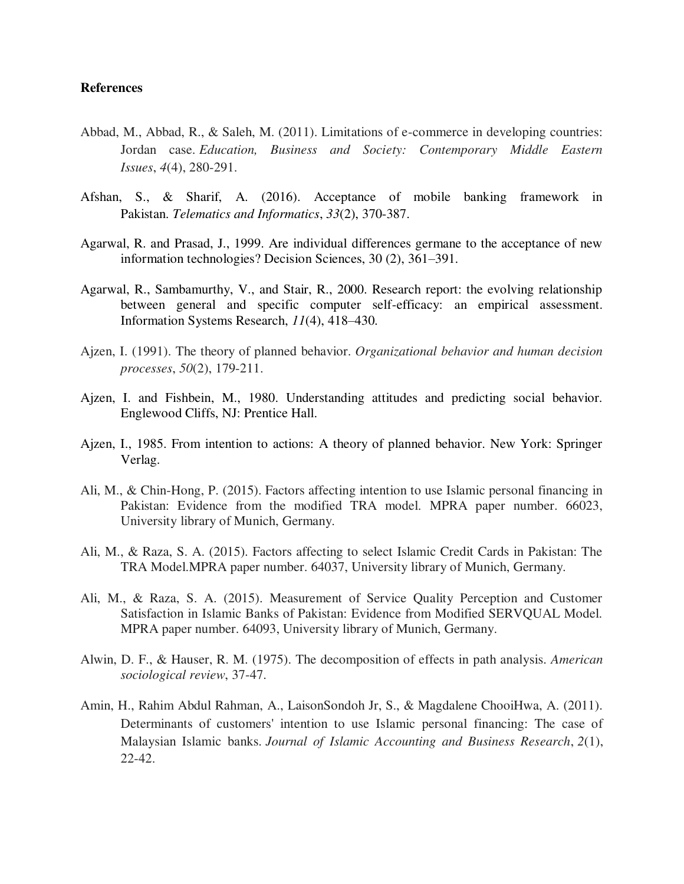**References**

Abbad, M., Abbad, R., & Saleh, M. (2011). Limitations of e-commerce in developing countries: Jordan case. *Education, Business and Society: Contemporary Middle Eastern Issues*, *4*(4), 280-291.

Afshan, S., & Sharif, A. (2016). Acceptance of mobile banking framework in Pakistan. *Telematics and Informatics*, *33*(2), 370-387.

Agarwal, R. and Prasad, J., 1999. Are individual differences germane to the acceptance of new information technologies? Decision Sciences, 30 (2), 361–391.

Agarwal, R., Sambamurthy, V., and Stair, R., 2000. Research report: the evolving relationship between general and specific computer self-efficacy: an empirical assessment. Information Systems Research, *11*(4), 418–430.

Ajzen, I. (1991). The theory of planned behavior. *Organizational behavior and human decision processes*, *50*(2), 179-211.

Ajzen, I. and Fishbein, M., 1980. Understanding attitudes and predicting social behavior. Englewood Cliffs, NJ: Prentice Hall.

Ajzen, I., 1985. From intention to actions: A theory of planned behavior. New York: Springer Verlag.

Ali, M., & Chin-Hong, P. (2015). Factors affecting intention to use Islamic personal financing in Pakistan: Evidence from the modified TRA model. MPRA paper number. 66023, University library of Munich, Germany.

Ali, M., & Raza, S. A. (2015). Factors affecting to select Islamic Credit Cards in Pakistan: The TRA Model.MPRA paper number. 64037, University library of Munich, Germany.

Ali, M., & Raza, S. A. (2015). Measurement of Service Quality Perception and Customer Satisfaction in Islamic Banks of Pakistan: Evidence from Modified SERVQUAL Model. MPRA paper number. 64093, University library of Munich, Germany.

Alwin, D. F., & Hauser, R. M. (1975). The decomposition of effects in path analysis. *American sociological review*, 37-47.

Amin, H., Rahim Abdul Rahman, A., LaisonSondoh Jr, S., & Magdalene ChooiHwa, A. (2011). Determinants of customers' intention to use Islamic personal financing: The case of Malaysian Islamic banks. *Journal of Islamic Accounting and Business Research*, *2*(1), 22-42.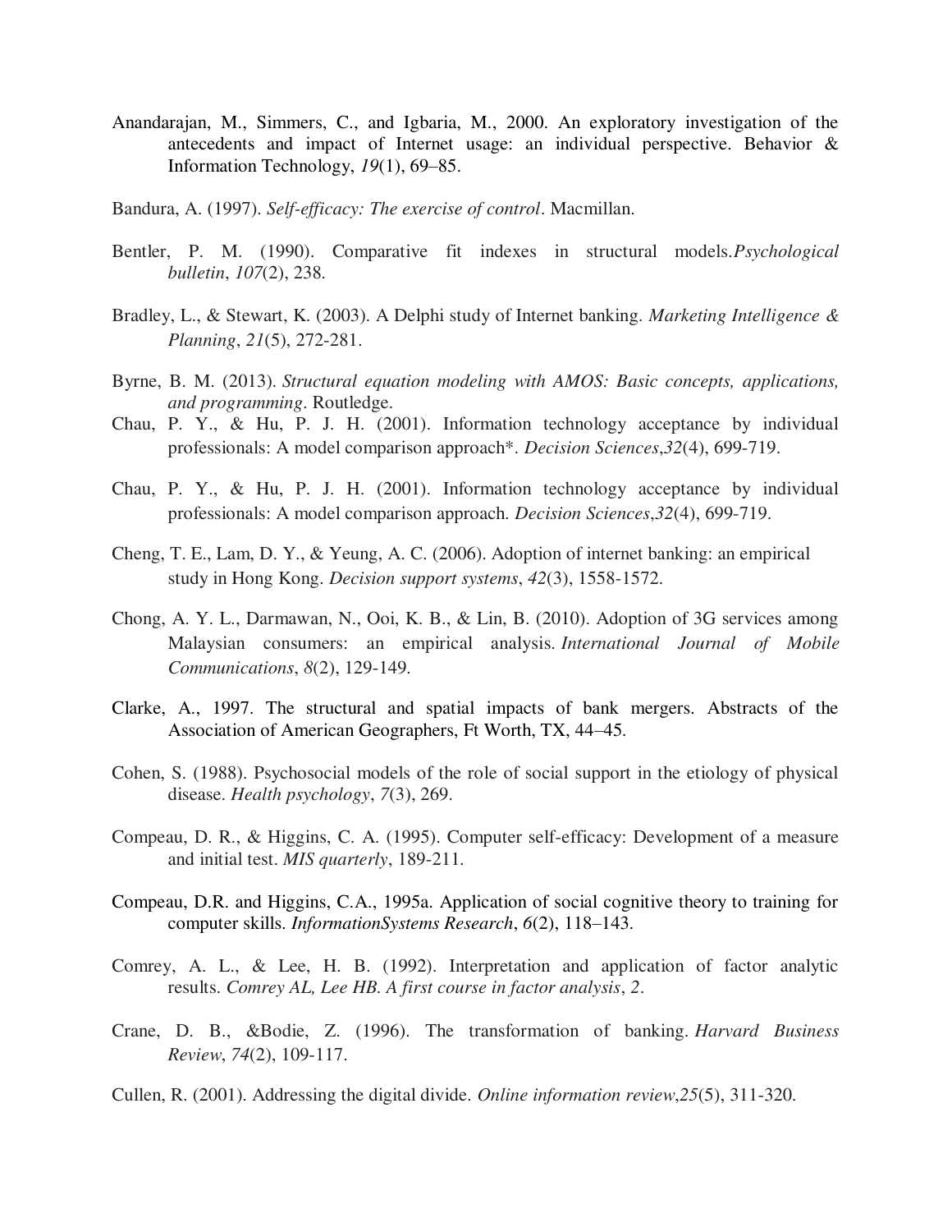Anandarajan, M., Simmers, C., and Igbaria, M., 2000. An exploratory investigation of the antecedents and impact of Internet usage: an individual perspective. Behavior & Information Technology, *19*(1), 69–85.

Bandura, A. (1997). *Self-efficacy: The exercise of control*. Macmillan.

Bentler, P. M. (1990). Comparative fit indexes in structural models.*Psychological bulletin*, *107*(2), 238.

Bradley, L., & Stewart, K. (2003). A Delphi study of Internet banking. *Marketing Intelligence & Planning*, *21*(5), 272-281.

Byrne, B. M. (2013). *Structural equation modeling with AMOS: Basic concepts, applications, and programming*. Routledge.

Chau, P. Y., & Hu, P. J. H. (2001). Information technology acceptance by individual professionals: A model comparison approach*. *Decision Sciences*,*32*(4), 699-719.

Chau, P. Y., & Hu, P. J. H. (2001). Information technology acceptance by individual professionals: A model comparison approach. *Decision Sciences*,*32*(4), 699-719.

Cheng, T. E., Lam, D. Y., & Yeung, A. C. (2006). Adoption of internet banking: an empirical study in Hong Kong. *Decision support systems*, *42*(3), 1558-1572.

Chong, A. Y. L., Darmawan, N., Ooi, K. B., & Lin, B. (2010). Adoption of 3G services among Malaysian consumers: an empirical analysis. *International Journal of Mobile Communications*, *8*(2), 129-149.

Clarke, A., 1997. The structural and spatial impacts of bank mergers. Abstracts of the Association of American Geographers, Ft Worth, TX, 44–45.

Cohen, S. (1988). Psychosocial models of the role of social support in the etiology of physical disease. *Health psychology*, *7*(3), 269.

Compeau, D. R., & Higgins, C. A. (1995). Computer self-efficacy: Development of a measure and initial test. *MIS quarterly*, 189-211.

Compeau, D.R. and Higgins, C.A., 1995a. Application of social cognitive theory to training for computer skills. *InformationSystems Research*, *6*(2), 118–143.

Comrey, A. L., & Lee, H. B. (1992). Interpretation and application of factor analytic results. *Comrey AL, Lee HB. A first course in factor analysis*, *2*.

Crane, D. B., &Bodie, Z. (1996). The transformation of banking. *Harvard Business Review*, *74*(2), 109-117.

Cullen, R. (2001). Addressing the digital divide. *Online information review*,*25*(5), 311-320.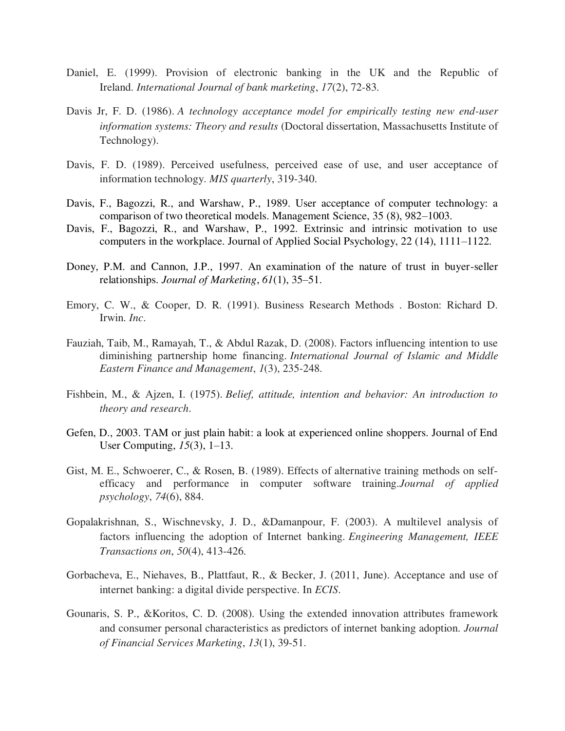Daniel, E. (1999). Provision of electronic banking in the UK and the Republic of Ireland. *International Journal of bank marketing*, *17*(2), 72-83.

Davis Jr, F. D. (1986). *A technology acceptance model for empirically testing new end-user information systems: Theory and results* (Doctoral dissertation, Massachusetts Institute of Technology).

Davis, F. D. (1989). Perceived usefulness, perceived ease of use, and user acceptance of information technology. *MIS quarterly*, 319-340.

Davis, F., Bagozzi, R., and Warshaw, P., 1989. User acceptance of computer technology: a comparison of two theoretical models. Management Science, 35 (8), 982–1003.

Davis, F., Bagozzi, R., and Warshaw, P., 1992. Extrinsic and intrinsic motivation to use computers in the workplace. Journal of Applied Social Psychology, 22 (14), 1111–1122.

Doney, P.M. and Cannon, J.P., 1997. An examination of the nature of trust in buyer-seller relationships. *Journal of Marketing*, *61*(1), 35–51.

Emory, C. W., & Cooper, D. R. (1991). Business Research Methods . Boston: Richard D. Irwin. *Inc*.

Fauziah, Taib, M., Ramayah, T., & Abdul Razak, D. (2008). Factors influencing intention to use diminishing partnership home financing. *International Journal of Islamic and Middle Eastern Finance and Management*, *1*(3), 235-248.

Fishbein, M., & Ajzen, I. (1975). *Belief, attitude, intention and behavior: An introduction to theory and research*.

Gefen, D., 2003. TAM or just plain habit: a look at experienced online shoppers. Journal of End User Computing, *15*(3), 1–13.

Gist, M. E., Schwoerer, C., & Rosen, B. (1989). Effects of alternative training methods on self-efficacy and performance in computer software training.*Journal of applied psychology*, *74*(6), 884.

Gopalakrishnan, S., Wischnevsky, J. D., &Damanpour, F. (2003). A multilevel analysis of factors influencing the adoption of Internet banking. *Engineering Management, IEEE Transactions on*, *50*(4), 413-426.

Gorbacheva, E., Niehaves, B., Plattfaut, R., & Becker, J. (2011, June). Acceptance and use of internet banking: a digital divide perspective. In *ECIS*.

Gounaris, S. P., &Koritos, C. D. (2008). Using the extended innovation attributes framework and consumer personal characteristics as predictors of internet banking adoption. *Journal of Financial Services Marketing*, *13*(1), 39-51.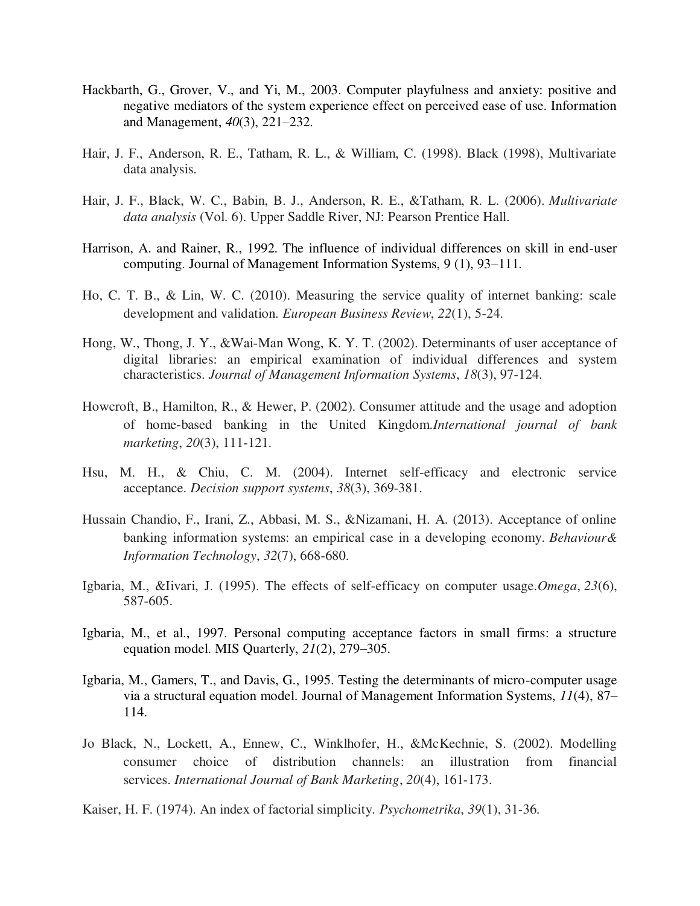Hackbarth, G., Grover, V., and Yi, M., 2003. Computer playfulness and anxiety: positive and negative mediators of the system experience effect on perceived ease of use. Information and Management, *40*(3), 221–232.

Hair, J. F., Anderson, R. E., Tatham, R. L., & William, C. (1998). Black (1998), Multivariate data analysis.

Hair, J. F., Black, W. C., Babin, B. J., Anderson, R. E., &Tatham, R. L. (2006). *Multivariate data analysis* (Vol. 6). Upper Saddle River, NJ: Pearson Prentice Hall.

Harrison, A. and Rainer, R., 1992. The influence of individual differences on skill in end-user computing. Journal of Management Information Systems, 9 (1), 93–111.

Ho, C. T. B., & Lin, W. C. (2010). Measuring the service quality of internet banking: scale development and validation. *European Business Review*, *22*(1), 5-24.

Hong, W., Thong, J. Y., &Wai-Man Wong, K. Y. T. (2002). Determinants of user acceptance of digital libraries: an empirical examination of individual differences and system characteristics. *Journal of Management Information Systems*, *18*(3), 97-124.

Howcroft, B., Hamilton, R., & Hewer, P. (2002). Consumer attitude and the usage and adoption of home-based banking in the United Kingdom.*International journal of bank marketing*, *20*(3), 111-121.

Hsu, M. H., & Chiu, C. M. (2004). Internet self-efficacy and electronic service acceptance. *Decision support systems*, *38*(3), 369-381.

Hussain Chandio, F., Irani, Z., Abbasi, M. S., &Nizamani, H. A. (2013). Acceptance of online banking information systems: an empirical case in a developing economy. *Behaviour& Information Technology*, *32*(7), 668-680.

Igbaria, M., &Iivari, J. (1995). The effects of self-efficacy on computer usage.*Omega*, *23*(6), 587-605.

Igbaria, M., et al., 1997. Personal computing acceptance factors in small firms: a structure equation model. MIS Quarterly, *21*(2), 279–305.

Igbaria, M., Gamers, T., and Davis, G., 1995. Testing the determinants of micro-computer usage via a structural equation model. Journal of Management Information Systems, *11*(4), 87–114.

Jo Black, N., Lockett, A., Ennew, C., Winklhofer, H., &McKechnie, S. (2002). Modelling consumer choice of distribution channels: an illustration from financial services. *International Journal of Bank Marketing*, *20*(4), 161-173.

Kaiser, H. F. (1974). An index of factorial simplicity. *Psychometrika*, *39*(1), 31-36.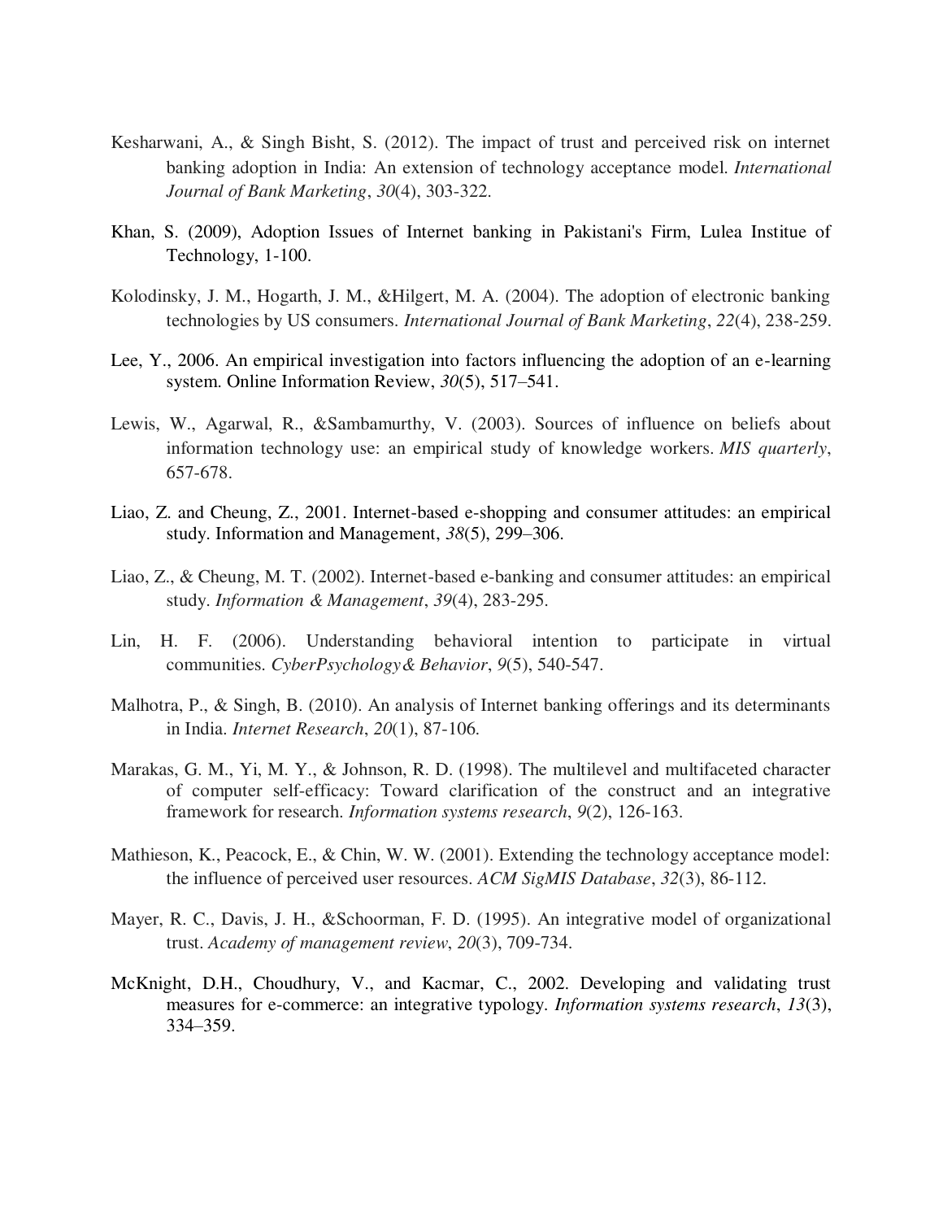Kesharwani, A., & Singh Bisht, S. (2012). The impact of trust and perceived risk on internet banking adoption in India: An extension of technology acceptance model. *International Journal of Bank Marketing*, *30*(4), 303-322.

Khan, S. (2009), Adoption Issues of Internet banking in Pakistani's Firm, Lulea Institue of Technology, 1-100.

Kolodinsky, J. M., Hogarth, J. M., &Hilgert, M. A. (2004). The adoption of electronic banking technologies by US consumers. *International Journal of Bank Marketing*, *22*(4), 238-259.

Lee, Y., 2006. An empirical investigation into factors influencing the adoption of an e-learning system. Online Information Review, *30*(5), 517–541.

Lewis, W., Agarwal, R., &Sambamurthy, V. (2003). Sources of influence on beliefs about information technology use: an empirical study of knowledge workers. *MIS quarterly*, 657-678.

Liao, Z. and Cheung, Z., 2001. Internet-based e-shopping and consumer attitudes: an empirical study. Information and Management, *38*(5), 299–306.

Liao, Z., & Cheung, M. T. (2002). Internet-based e-banking and consumer attitudes: an empirical study. *Information & Management*, *39*(4), 283-295.

Lin, H. F. (2006). Understanding behavioral intention to participate in virtual communities. *CyberPsychology& Behavior*, *9*(5), 540-547.

Malhotra, P., & Singh, B. (2010). An analysis of Internet banking offerings and its determinants in India. *Internet Research*, *20*(1), 87-106.

Marakas, G. M., Yi, M. Y., & Johnson, R. D. (1998). The multilevel and multifaceted character of computer self-efficacy: Toward clarification of the construct and an integrative framework for research. *Information systems research*, *9*(2), 126-163.

Mathieson, K., Peacock, E., & Chin, W. W. (2001). Extending the technology acceptance model: the influence of perceived user resources. *ACM SigMIS Database*, *32*(3), 86-112.

Mayer, R. C., Davis, J. H., &Schoorman, F. D. (1995). An integrative model of organizational trust. *Academy of management review*, *20*(3), 709-734.

McKnight, D.H., Choudhury, V., and Kacmar, C., 2002. Developing and validating trust measures for e-commerce: an integrative typology. *Information systems research*, *13*(3), 334–359.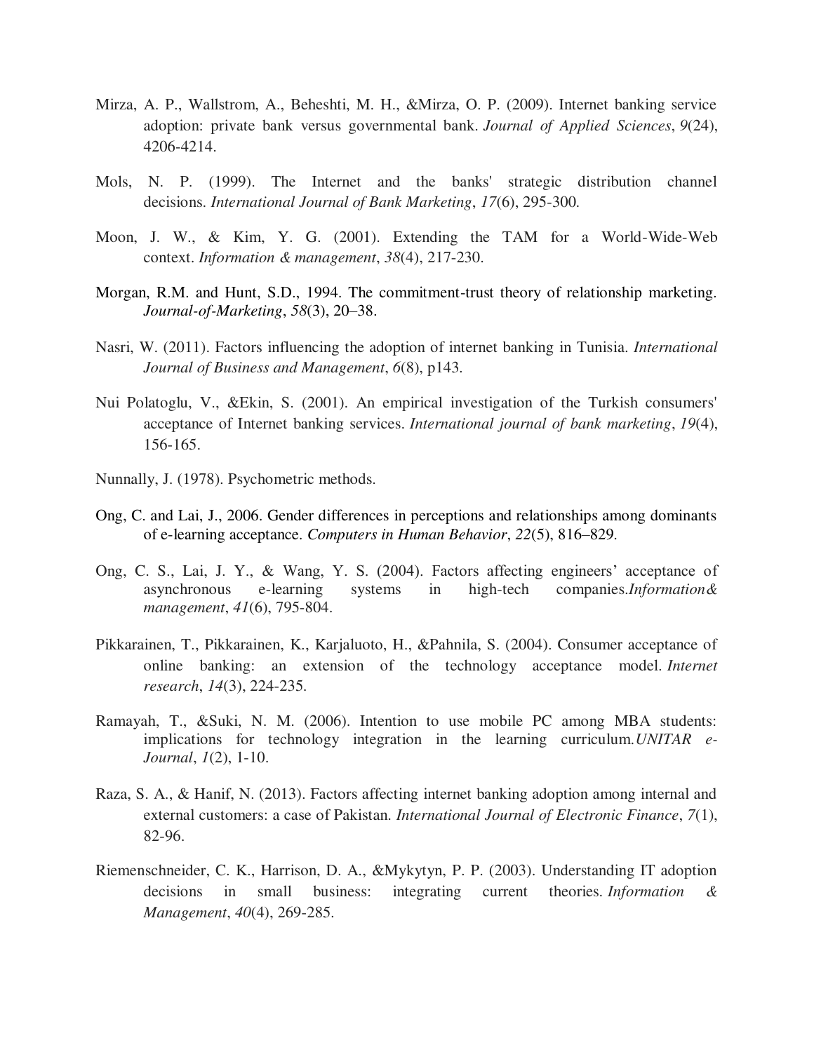Mirza, A. P., Wallstrom, A., Beheshti, M. H., &Mirza, O. P. (2009). Internet banking service adoption: private bank versus governmental bank. *Journal of Applied Sciences*, *9*(24), 4206-4214.

Mols, N. P. (1999). The Internet and the banks' strategic distribution channel decisions. *International Journal of Bank Marketing*, *17*(6), 295-300.

Moon, J. W., & Kim, Y. G. (2001). Extending the TAM for a World-Wide-Web context. *Information & management*, *38*(4), 217-230.

Morgan, R.M. and Hunt, S.D., 1994. The commitment-trust theory of relationship marketing. *Journal-of-Marketing*, *58*(3), 20–38.

Nasri, W. (2011). Factors influencing the adoption of internet banking in Tunisia. *International Journal of Business and Management*, *6*(8), p143.

Nui Polatoglu, V., &Ekin, S. (2001). An empirical investigation of the Turkish consumers' acceptance of Internet banking services. *International journal of bank marketing*, *19*(4), 156-165.

Nunnally, J. (1978). Psychometric methods.

Ong, C. and Lai, J., 2006. Gender differences in perceptions and relationships among dominants of e-learning acceptance. *Computers in Human Behavior*, *22*(5), 816–829.

Ong, C. S., Lai, J. Y., & Wang, Y. S. (2004). Factors affecting engineers' acceptance of asynchronous e-learning systems in high-tech companies.*Information& management*, *41*(6), 795-804.

Pikkarainen, T., Pikkarainen, K., Karjaluoto, H., &Pahnila, S. (2004). Consumer acceptance of online banking: an extension of the technology acceptance model. *Internet research*, *14*(3), 224-235.

Ramayah, T., &Suki, N. M. (2006). Intention to use mobile PC among MBA students: implications for technology integration in the learning curriculum.*UNITAR e-Journal*, *1*(2), 1-10.

Raza, S. A., & Hanif, N. (2013). Factors affecting internet banking adoption among internal and external customers: a case of Pakistan. *International Journal of Electronic Finance*, *7*(1), 82-96.

Riemenschneider, C. K., Harrison, D. A., &Mykytyn, P. P. (2003). Understanding IT adoption decisions in small business: integrating current theories. *Information & Management*, *40*(4), 269-285.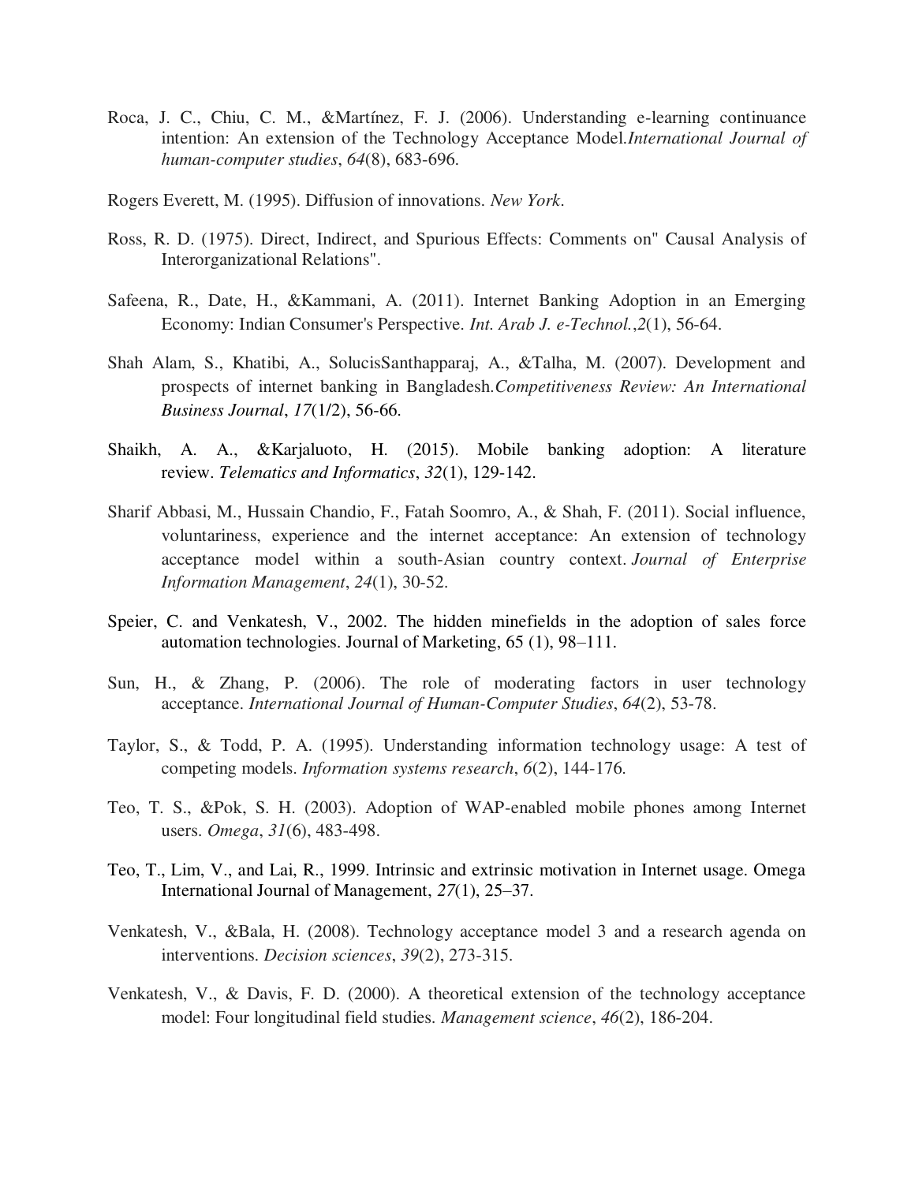Roca, J. C., Chiu, C. M., &Martínez, F. J. (2006). Understanding e-learning continuance intention: An extension of the Technology Acceptance Model.*International Journal of human-computer studies*, *64*(8), 683-696.

Rogers Everett, M. (1995). Diffusion of innovations. *New York*.

Ross, R. D. (1975). Direct, Indirect, and Spurious Effects: Comments on" Causal Analysis of Interorganizational Relations".

Safeena, R., Date, H., &Kammani, A. (2011). Internet Banking Adoption in an Emerging Economy: Indian Consumer's Perspective. *Int. Arab J. e-Technol.*,*2*(1), 56-64.

Shah Alam, S., Khatibi, A., SolucisSanthapparaj, A., &Talha, M. (2007). Development and prospects of internet banking in Bangladesh.*Competitiveness Review: An International Business Journal*, *17*(1/2), 56-66.

Shaikh, A. A., &Karjaluoto, H. (2015). Mobile banking adoption: A literature review. *Telematics and Informatics*, *32*(1), 129-142.

Sharif Abbasi, M., Hussain Chandio, F., Fatah Soomro, A., & Shah, F. (2011). Social influence, voluntariness, experience and the internet acceptance: An extension of technology acceptance model within a south-Asian country context. *Journal of Enterprise Information Management*, *24*(1), 30-52.

Speier, C. and Venkatesh, V., 2002. The hidden minefields in the adoption of sales force automation technologies. Journal of Marketing, 65 (1), 98–111.

Sun, H., & Zhang, P. (2006). The role of moderating factors in user technology acceptance. *International Journal of Human-Computer Studies*, *64*(2), 53-78.

Taylor, S., & Todd, P. A. (1995). Understanding information technology usage: A test of competing models. *Information systems research*, *6*(2), 144-176.

Teo, T. S., &Pok, S. H. (2003). Adoption of WAP-enabled mobile phones among Internet users. *Omega*, *31*(6), 483-498.

Teo, T., Lim, V., and Lai, R., 1999. Intrinsic and extrinsic motivation in Internet usage. Omega International Journal of Management, *27*(1), 25–37.

Venkatesh, V., &Bala, H. (2008). Technology acceptance model 3 and a research agenda on interventions. *Decision sciences*, *39*(2), 273-315.

Venkatesh, V., & Davis, F. D. (2000). A theoretical extension of the technology acceptance model: Four longitudinal field studies. *Management science*, *46*(2), 186-204.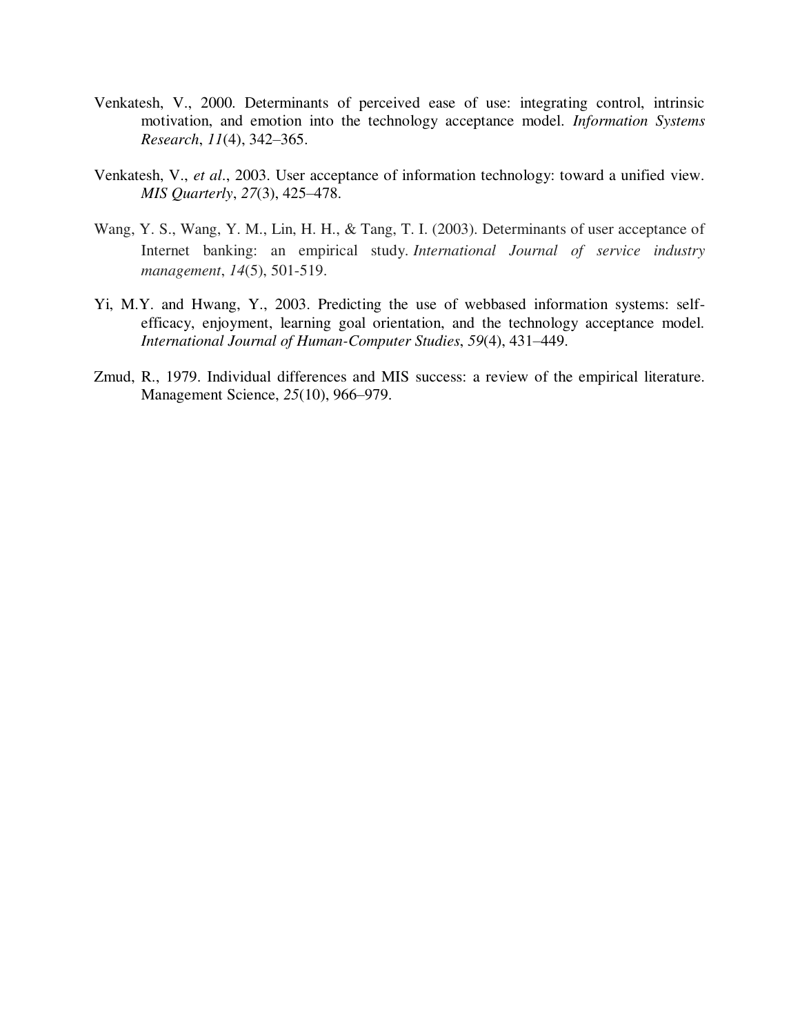Venkatesh, V., 2000. Determinants of perceived ease of use: integrating control, intrinsic motivation, and emotion into the technology acceptance model. *Information Systems Research*, *11*(4), 342–365.

Venkatesh, V., *et al*., 2003. User acceptance of information technology: toward a unified view. *MIS Quarterly*, *27*(3), 425–478.

Wang, Y. S., Wang, Y. M., Lin, H. H., & Tang, T. I. (2003). Determinants of user acceptance of Internet banking: an empirical study. *International Journal of service industry management*, *14*(5), 501-519.

Yi, M.Y. and Hwang, Y., 2003. Predicting the use of webbased information systems: self-efficacy, enjoyment, learning goal orientation, and the technology acceptance model. *International Journal of Human-Computer Studies*, *59*(4), 431–449.

Zmud, R., 1979. Individual differences and MIS success: a review of the empirical literature. Management Science, *25*(10), 966–979.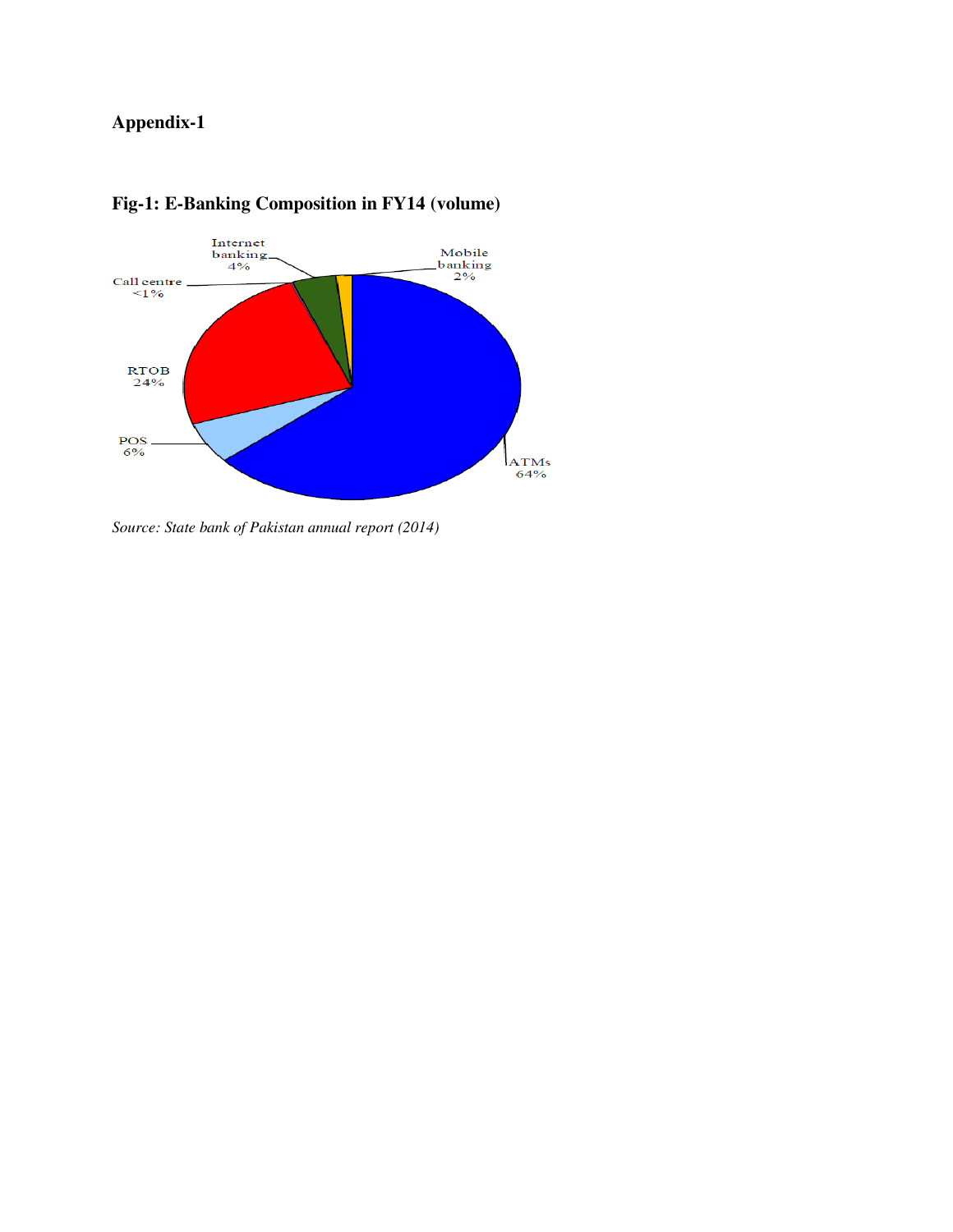**Appendix-1**

**Fig-1: E-Banking Composition in FY14 (volume)**

Internet banking 4%

Mobile banking 2%

Call centre <1%

RTOB 24%

POS 6%

ATMs 64%

*Source: State bank of Pakistan annual report (2014)*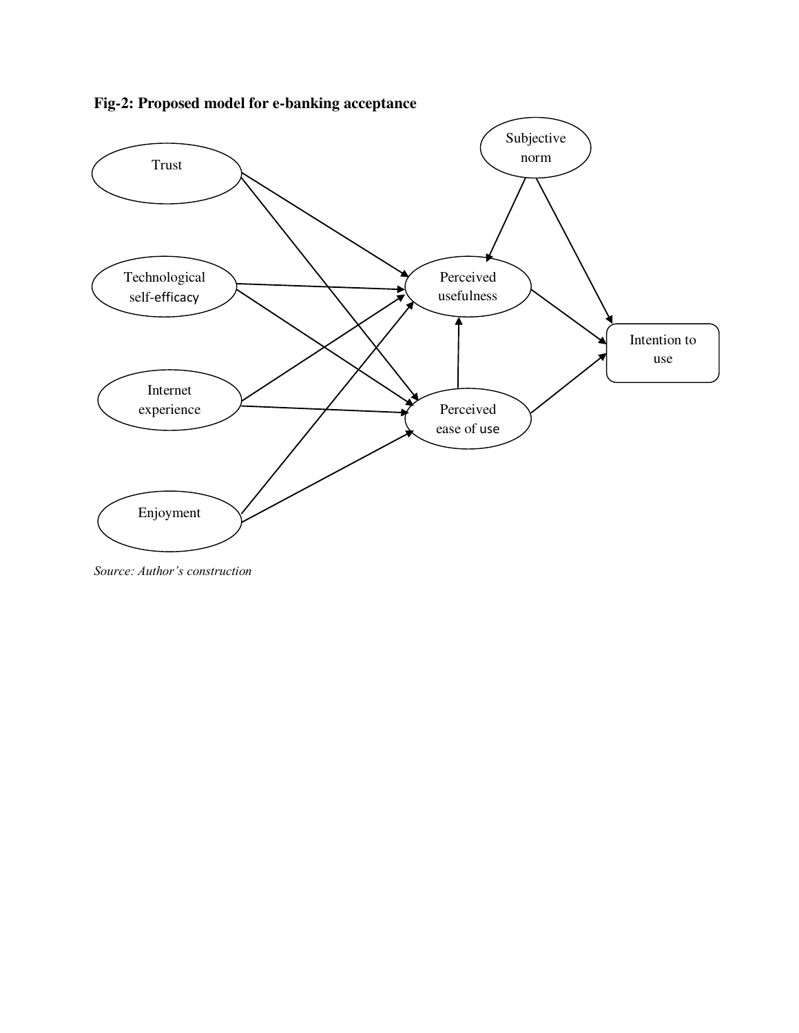**Fig-2: Proposed model for e-banking acceptance**

*Source: Author's construction*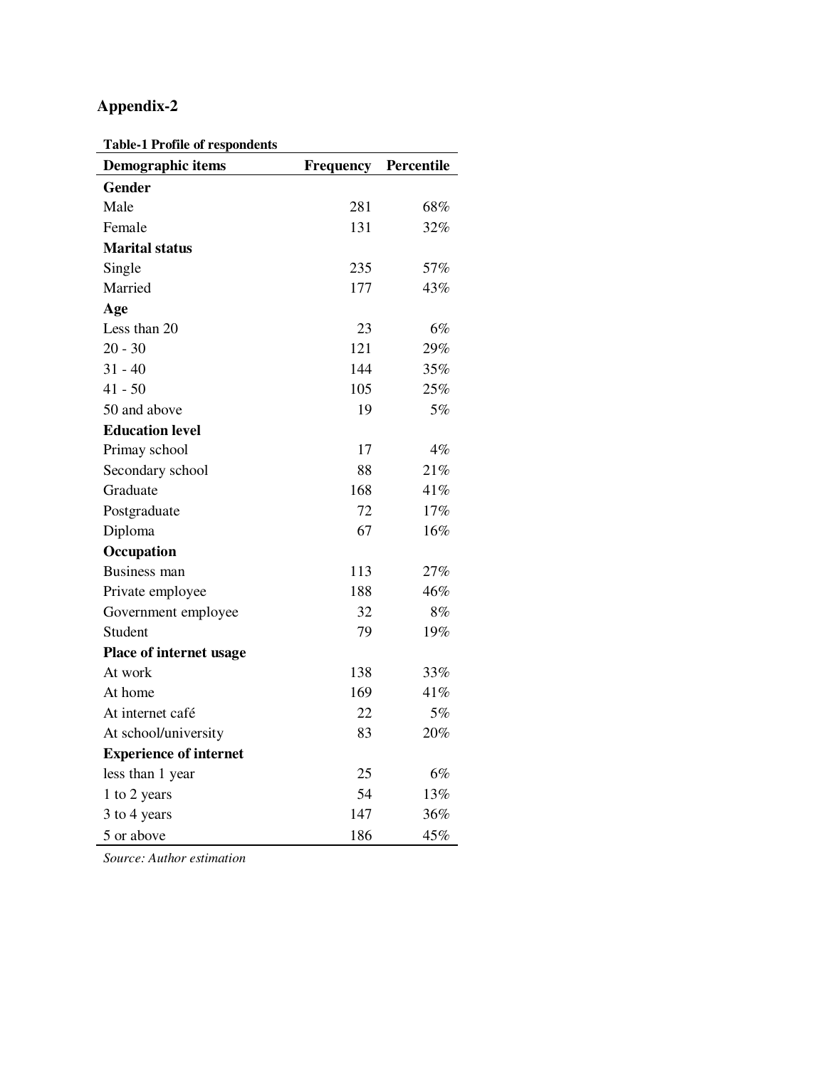## Appendix-2

**Table-1 Profile of respondents**

| Demographic items | Frequency | Percentile |
|---|---|---|
| **Gender** | | |
| Male | 281 | 68% |
| Female | 131 | 32% |
| **Marital status** | | |
| Single | 235 | 57% |
| Married | 177 | 43% |
| **Age** | | |
| Less than 20 | 23 | 6% |
| 20 - 30 | 121 | 29% |
| 31 - 40 | 144 | 35% |
| 41 - 50 | 105 | 25% |
| 50 and above | 19 | 5% |
| **Education level** | | |
| Primay school | 17 | 4% |
| Secondary school | 88 | 21% |
| Graduate | 168 | 41% |
| Postgraduate | 72 | 17% |
| Diploma | 67 | 16% |
| **Occupation** | | |
| Business man | 113 | 27% |
| Private employee | 188 | 46% |
| Government employee | 32 | 8% |
| Student | 79 | 19% |
| **Place of internet usage** | | |
| At work | 138 | 33% |
| At home | 169 | 41% |
| At internet café | 22 | 5% |
| At school/university | 83 | 20% |
| **Experience of internet** | | |
| less than 1 year | 25 | 6% |
| 1 to 2 years | 54 | 13% |
| 3 to 4 years | 147 | 36% |
| 5 or above | 186 | 45% |

*Source: Author estimation*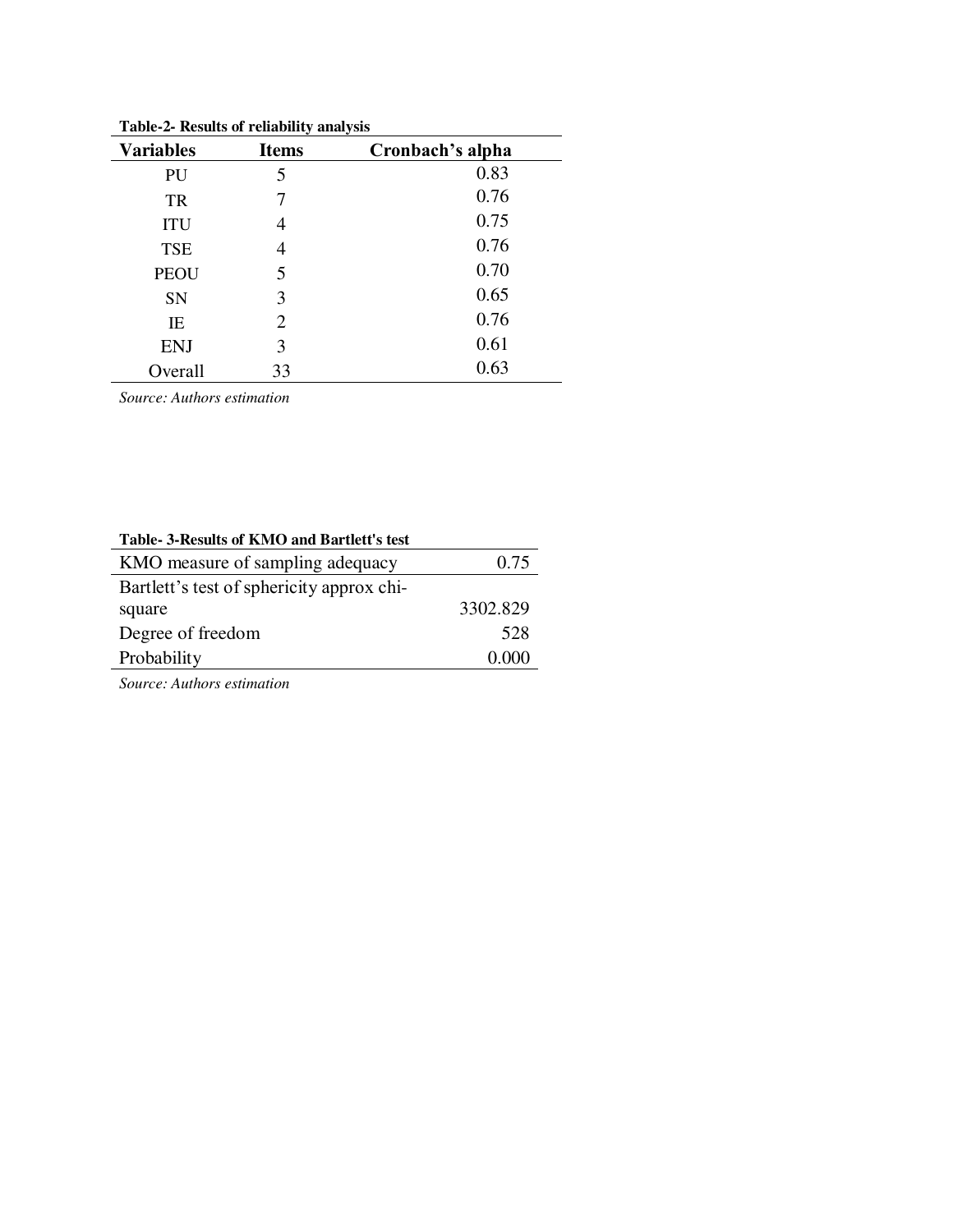**Table-2- Results of reliability analysis**

| Variables | Items | Cronbach's alpha |
|---|---|---|
| PU | 5 | 0.83 |
| TR | 7 | 0.76 |
| ITU | 4 | 0.75 |
| TSE | 4 | 0.76 |
| PEOU | 5 | 0.70 |
| SN | 3 | 0.65 |
| IE | 2 | 0.76 |
| ENJ | 3 | 0.61 |
| Overall | 33 | 0.63 |

*Source: Authors estimation*

**Table- 3-Results of KMO and Bartlett's test**

| | |
|---|---|
| KMO measure of sampling adequacy | 0.75 |
| Bartlett's test of sphericity approx chi-square | 3302.829 |
| Degree of freedom | 528 |
| Probability | 0.000 |

*Source: Authors estimation*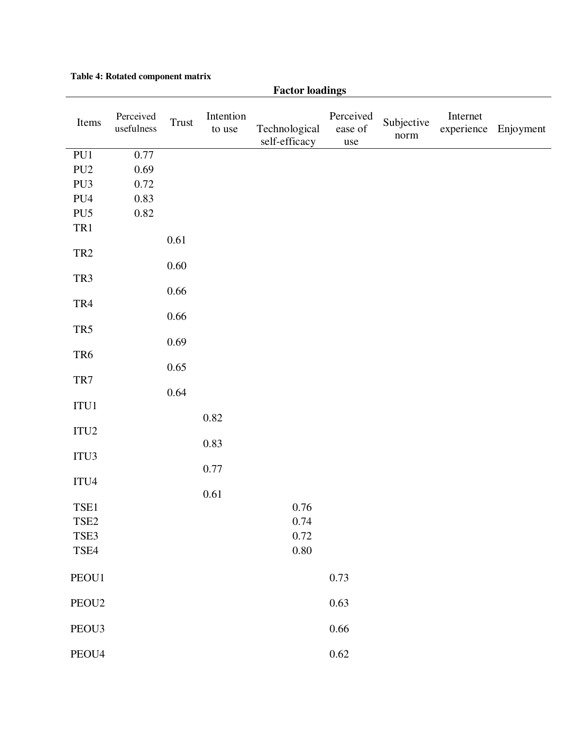**Table 4: Rotated component matrix**

| | Factor loadings | | | | | | | |
|---|---|---|---|---|---|---|---|---|
| Items | Perceived usefulness | Trust | Intention to use | Technological self-efficacy | Perceived ease of use | Subjective norm | Internet experience | Enjoyment |
| PU1 | 0.77 | | | | | | | |
| PU2 | 0.69 | | | | | | | |
| PU3 | 0.72 | | | | | | | |
| PU4 | 0.83 | | | | | | | |
| PU5 | 0.82 | | | | | | | |
| TR1 | | 0.61 | | | | | | |
| TR2 | | 0.60 | | | | | | |
| TR3 | | 0.66 | | | | | | |
| TR4 | | 0.66 | | | | | | |
| TR5 | | 0.69 | | | | | | |
| TR6 | | 0.65 | | | | | | |
| TR7 | | 0.64 | | | | | | |
| ITU1 | | | 0.82 | | | | | |
| ITU2 | | | 0.83 | | | | | |
| ITU3 | | | 0.77 | | | | | |
| ITU4 | | | 0.61 | | | | | |
| TSE1 | | | | 0.76 | | | | |
| TSE2 | | | | 0.74 | | | | |
| TSE3 | | | | 0.72 | | | | |
| TSE4 | | | | 0.80 | | | | |
| PEOU1 | | | | | 0.73 | | | |
| PEOU2 | | | | | 0.63 | | | |
| PEOU3 | | | | | 0.66 | | | |
| PEOU4 | | | | | 0.62 | | | |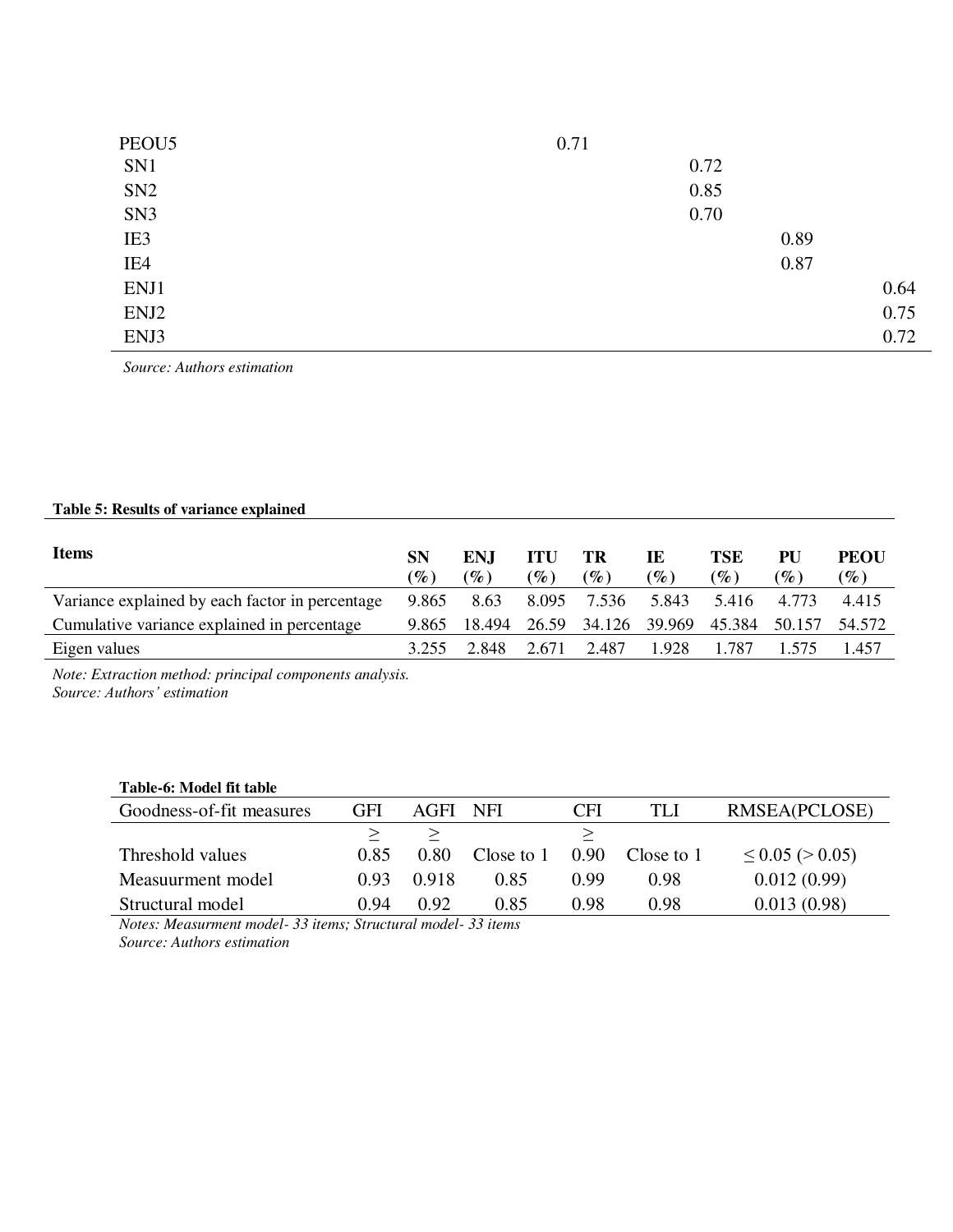| | | | | |
|---|---|---|---|---|
| PEOU5 | 0.71 | | | |
| SN1 | | 0.72 | | |
| SN2 | | 0.85 | | |
| SN3 | | 0.70 | | |
| IE3 | | | 0.89 | |
| IE4 | | | 0.87 | |
| ENJ1 | | | | 0.64 |
| ENJ2 | | | | 0.75 |
| ENJ3 | | | | 0.72 |

*Source: Authors estimation*

**Table 5: Results of variance explained**

| Items | SN (%) | ENJ (%) | ITU (%) | TR (%) | IE (%) | TSE (%) | PU (%) | PEOU (%) |
|---|---|---|---|---|---|---|---|---|
| Variance explained by each factor in percentage | 9.865 | 8.63 | 8.095 | 7.536 | 5.843 | 5.416 | 4.773 | 4.415 |
| Cumulative variance explained in percentage | 9.865 | 18.494 | 26.59 | 34.126 | 39.969 | 45.384 | 50.157 | 54.572 |
| Eigen values | 3.255 | 2.848 | 2.671 | 2.487 | 1.928 | 1.787 | 1.575 | 1.457 |

*Note: Extraction method: principal components analysis.*
*Source: Authors' estimation*

**Table-6: Model fit table**

| Goodness-of-fit measures | GFI | AGFI | NFI | CFI | TLI | RMSEA(PCLOSE) |
|---|---|---|---|---|---|---|
| Threshold values | ≥ 0.85 | ≥ 0.80 | Close to 1 | ≥ 0.90 | Close to 1 | ≤ 0.05 (> 0.05) |
| Measuurment model | 0.93 | 0.918 | 0.85 | 0.99 | 0.98 | 0.012 (0.99) |
| Structural model | 0.94 | 0.92 | 0.85 | 0.98 | 0.98 | 0.013 (0.98) |

*Notes: Measurment model- 33 items; Structural model- 33 items*
*Source: Authors estimation*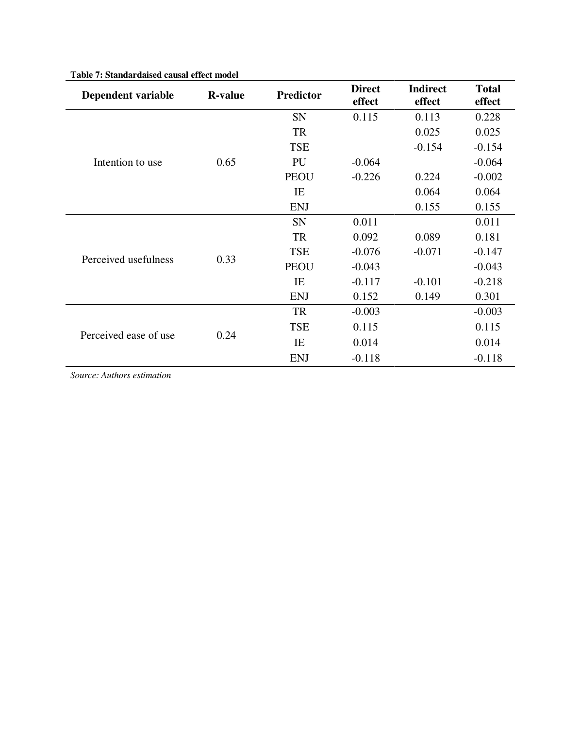**Table 7: Standardaised causal effect model**

| Dependent variable | R-value | Predictor | Direct effect | Indirect effect | Total effect |
|---|---|---|---|---|---|
| Intention to use | 0.65 | SN | 0.115 | 0.113 | 0.228 |
| | | TR | | 0.025 | 0.025 |
| | | TSE | | -0.154 | -0.154 |
| | | PU | -0.064 | | -0.064 |
| | | PEOU | -0.226 | 0.224 | -0.002 |
| | | IE | | 0.064 | 0.064 |
| | | ENJ | | 0.155 | 0.155 |
| Perceived usefulness | 0.33 | SN | 0.011 | | 0.011 |
| | | TR | 0.092 | 0.089 | 0.181 |
| | | TSE | -0.076 | -0.071 | -0.147 |
| | | PEOU | -0.043 | | -0.043 |
| | | IE | -0.117 | -0.101 | -0.218 |
| | | ENJ | 0.152 | 0.149 | 0.301 |
| Perceived ease of use | 0.24 | TR | -0.003 | | -0.003 |
| | | TSE | 0.115 | | 0.115 |
| | | IE | 0.014 | | 0.014 |
| | | ENJ | -0.118 | | -0.118 |

*Source: Authors estimation*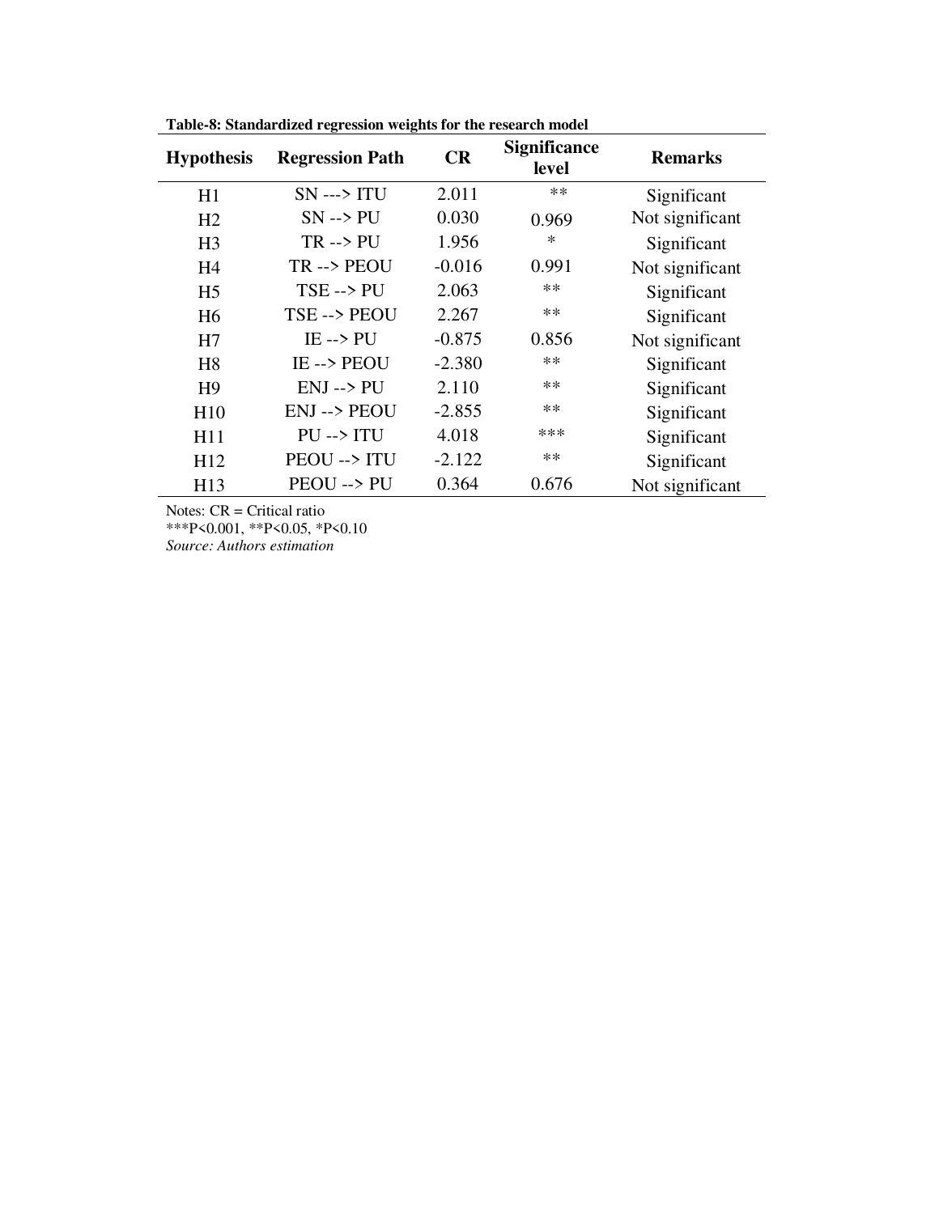**Table-8: Standardized regression weights for the research model**

| Hypothesis | Regression Path | CR | Significance level | Remarks |
|---|---|---|---|---|
| H1 | SN ---> ITU | 2.011 | ** | Significant |
| H2 | SN --> PU | 0.030 | 0.969 | Not significant |
| H3 | TR --> PU | 1.956 | * | Significant |
| H4 | TR --> PEOU | -0.016 | 0.991 | Not significant |
| H5 | TSE --> PU | 2.063 | ** | Significant |
| H6 | TSE --> PEOU | 2.267 | ** | Significant |
| H7 | IE --> PU | -0.875 | 0.856 | Not significant |
| H8 | IE --> PEOU | -2.380 | ** | Significant |
| H9 | ENJ --> PU | 2.110 | ** | Significant |
| H10 | ENJ --> PEOU | -2.855 | ** | Significant |
| H11 | PU --> ITU | 4.018 | *** | Significant |
| H12 | PEOU --> ITU | -2.122 | ** | Significant |
| H13 | PEOU --> PU | 0.364 | 0.676 | Not significant |

Notes: CR = Critical ratio

***$P<0.001$, **$P<0.05$, *$P<0.10$

*Source: Authors estimation*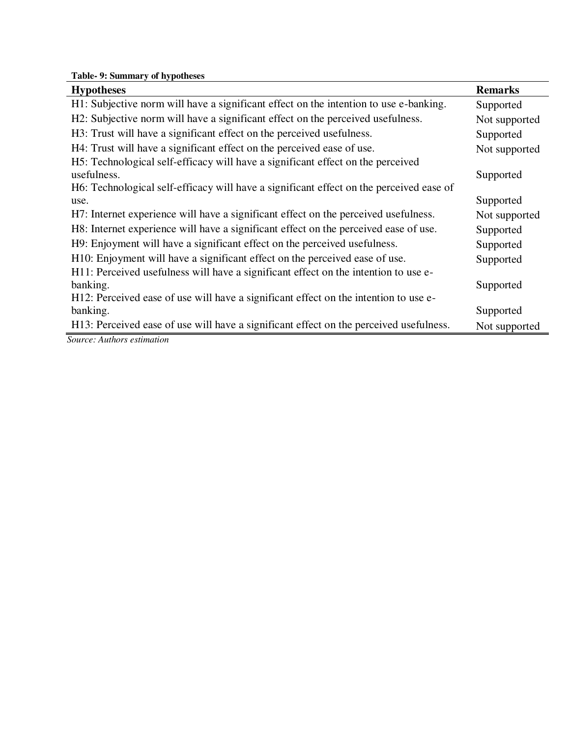**Table- 9: Summary of hypotheses**

| Hypotheses | Remarks |
|---|---|
| H1: Subjective norm will have a significant effect on the intention to use e-banking. | Supported |
| H2: Subjective norm will have a significant effect on the perceived usefulness. | Not supported |
| H3: Trust will have a significant effect on the perceived usefulness. | Supported |
| H4: Trust will have a significant effect on the perceived ease of use. | Not supported |
| H5: Technological self-efficacy will have a significant effect on the perceived usefulness. | Supported |
| H6: Technological self-efficacy will have a significant effect on the perceived ease of use. | Supported |
| H7: Internet experience will have a significant effect on the perceived usefulness. | Not supported |
| H8: Internet experience will have a significant effect on the perceived ease of use. | Supported |
| H9: Enjoyment will have a significant effect on the perceived usefulness. | Supported |
| H10: Enjoyment will have a significant effect on the perceived ease of use. | Supported |
| H11: Perceived usefulness will have a significant effect on the intention to use e-banking. | Supported |
| H12: Perceived ease of use will have a significant effect on the intention to use e-banking. | Supported |
| H13: Perceived ease of use will have a significant effect on the perceived usefulness. | Not supported |

*Source: Authors estimation*